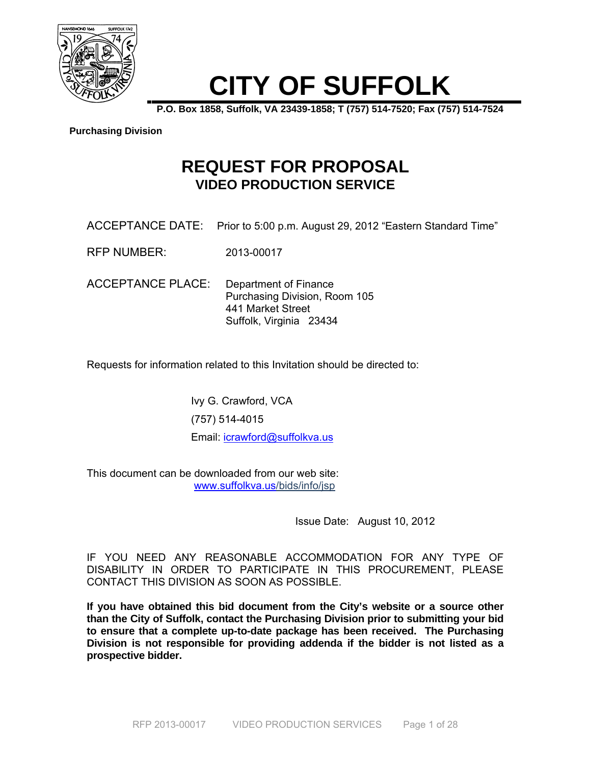# CITY OF SUFFOLK

**P.O. Box 1858, Suffolk, VA 23439-1858; T (757) 514-7520; Fax (757) 514-7524**

**Purchasing Division**

## REQUEST FOR PROPOSAL

### VIDEO PRODUCTION SERVICE

ACCEPTANCE DATE: Prior to 5:00 p.m. August 29, 2012 "Eastern Standard Time"

RFP NUMBER: 2013-00017

ACCEPTANCE PLACE: Department of Finance
Purchasing Division, Room 105
441 Market Street
Suffolk, Virginia 23434

Requests for information related to this Invitation should be directed to:

Ivy G. Crawford, VCA
(757) 514-4015
Email: icrawford@suffolkva.us

This document can be downloaded from our web site:
www.suffolkva.us/bids/info/jsp

Issue Date: August 10, 2012

IF YOU NEED ANY REASONABLE ACCOMMODATION FOR ANY TYPE OF DISABILITY IN ORDER TO PARTICIPATE IN THIS PROCUREMENT, PLEASE CONTACT THIS DIVISION AS SOON AS POSSIBLE.

**If you have obtained this bid document from the City's website or a source other than the City of Suffolk, contact the Purchasing Division prior to submitting your bid to ensure that a complete up-to-date package has been received. The Purchasing Division is not responsible for providing addenda if the bidder is not listed as a prospective bidder.**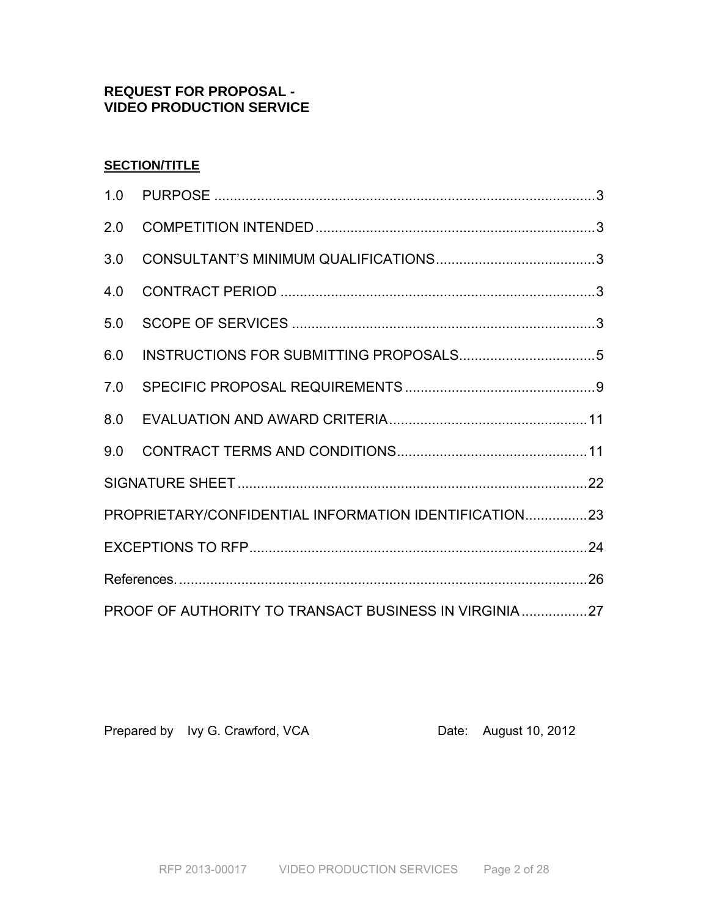**REQUEST FOR PROPOSAL -**
**VIDEO PRODUCTION SERVICE**

**SECTION/TITLE**

1.0 PURPOSE .................................................................................................3

2.0 COMPETITION INTENDED.......................................................................3

3.0 CONSULTANT'S MINIMUM QUALIFICATIONS.........................................3

4.0 CONTRACT PERIOD ................................................................................3

5.0 SCOPE OF SERVICES .............................................................................3

6.0 INSTRUCTIONS FOR SUBMITTING PROPOSALS...................................5

7.0 SPECIFIC PROPOSAL REQUIREMENTS.................................................9

8.0 EVALUATION AND AWARD CRITERIA...................................................11

9.0 CONTRACT TERMS AND CONDITIONS.................................................11

SIGNATURE SHEET ..........................................................................................22

PROPRIETARY/CONFIDENTIAL INFORMATION IDENTIFICATION................23

EXCEPTIONS TO RFP.......................................................................................24

References. ..........................................................................................................26

PROOF OF AUTHORITY TO TRANSACT BUSINESS IN VIRGINIA.................27

Prepared by Ivy G. Crawford, VCA Date: August 10, 2012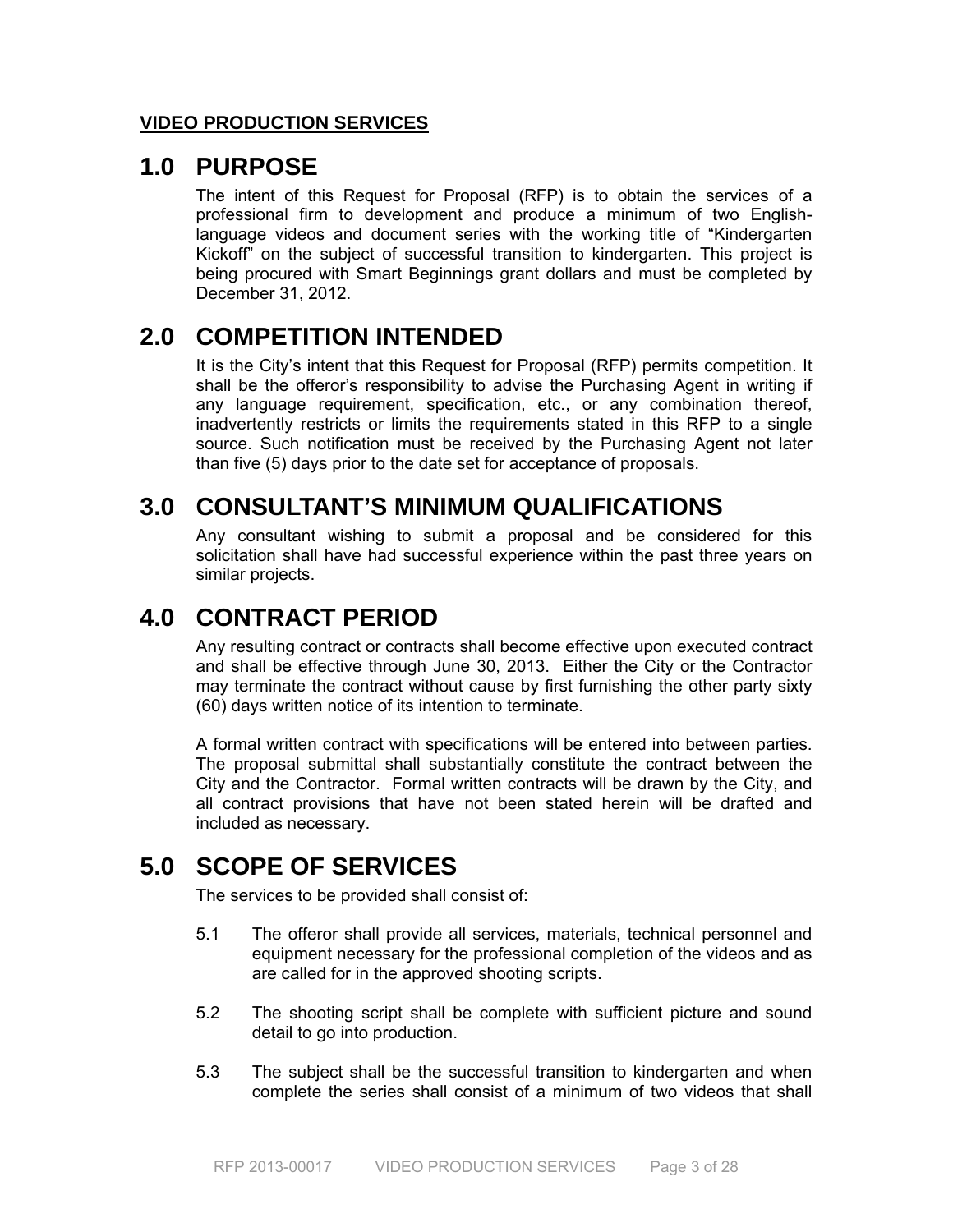**VIDEO PRODUCTION SERVICES**

# 1.0 PURPOSE

The intent of this Request for Proposal (RFP) is to obtain the services of a professional firm to development and produce a minimum of two English-language videos and document series with the working title of "Kindergarten Kickoff" on the subject of successful transition to kindergarten. This project is being procured with Smart Beginnings grant dollars and must be completed by December 31, 2012.

# 2.0 COMPETITION INTENDED

It is the City's intent that this Request for Proposal (RFP) permits competition. It shall be the offeror's responsibility to advise the Purchasing Agent in writing if any language requirement, specification, etc., or any combination thereof, inadvertently restricts or limits the requirements stated in this RFP to a single source. Such notification must be received by the Purchasing Agent not later than five (5) days prior to the date set for acceptance of proposals.

# 3.0 CONSULTANT'S MINIMUM QUALIFICATIONS

Any consultant wishing to submit a proposal and be considered for this solicitation shall have had successful experience within the past three years on similar projects.

# 4.0 CONTRACT PERIOD

Any resulting contract or contracts shall become effective upon executed contract and shall be effective through June 30, 2013. Either the City or the Contractor may terminate the contract without cause by first furnishing the other party sixty (60) days written notice of its intention to terminate.

A formal written contract with specifications will be entered into between parties. The proposal submittal shall substantially constitute the contract between the City and the Contractor. Formal written contracts will be drawn by the City, and all contract provisions that have not been stated herein will be drafted and included as necessary.

# 5.0 SCOPE OF SERVICES

The services to be provided shall consist of:

5.1 The offeror shall provide all services, materials, technical personnel and equipment necessary for the professional completion of the videos and as are called for in the approved shooting scripts.

5.2 The shooting script shall be complete with sufficient picture and sound detail to go into production.

5.3 The subject shall be the successful transition to kindergarten and when complete the series shall consist of a minimum of two videos that shall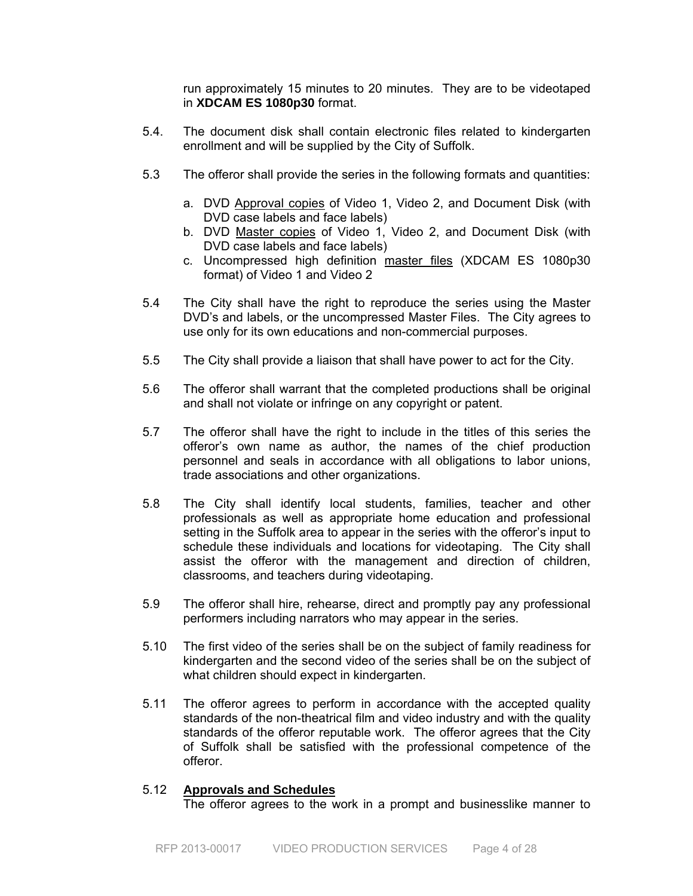run approximately 15 minutes to 20 minutes. They are to be videotaped in **XDCAM ES 1080p30** format.

5.4. The document disk shall contain electronic files related to kindergarten enrollment and will be supplied by the City of Suffolk.

5.3 The offeror shall provide the series in the following formats and quantities:

a. DVD Approval copies of Video 1, Video 2, and Document Disk (with DVD case labels and face labels)
b. DVD Master copies of Video 1, Video 2, and Document Disk (with DVD case labels and face labels)
c. Uncompressed high definition master files (XDCAM ES 1080p30 format) of Video 1 and Video 2

5.4 The City shall have the right to reproduce the series using the Master DVD's and labels, or the uncompressed Master Files. The City agrees to use only for its own educations and non-commercial purposes.

5.5 The City shall provide a liaison that shall have power to act for the City.

5.6 The offeror shall warrant that the completed productions shall be original and shall not violate or infringe on any copyright or patent.

5.7 The offeror shall have the right to include in the titles of this series the offeror's own name as author, the names of the chief production personnel and seals in accordance with all obligations to labor unions, trade associations and other organizations.

5.8 The City shall identify local students, families, teacher and other professionals as well as appropriate home education and professional setting in the Suffolk area to appear in the series with the offeror's input to schedule these individuals and locations for videotaping. The City shall assist the offeror with the management and direction of children, classrooms, and teachers during videotaping.

5.9 The offeror shall hire, rehearse, direct and promptly pay any professional performers including narrators who may appear in the series.

5.10 The first video of the series shall be on the subject of family readiness for kindergarten and the second video of the series shall be on the subject of what children should expect in kindergarten.

5.11 The offeror agrees to perform in accordance with the accepted quality standards of the non-theatrical film and video industry and with the quality standards of the offeror reputable work. The offeror agrees that the City of Suffolk shall be satisfied with the professional competence of the offeror.

5.12 **Approvals and Schedules**

The offeror agrees to the work in a prompt and businesslike manner to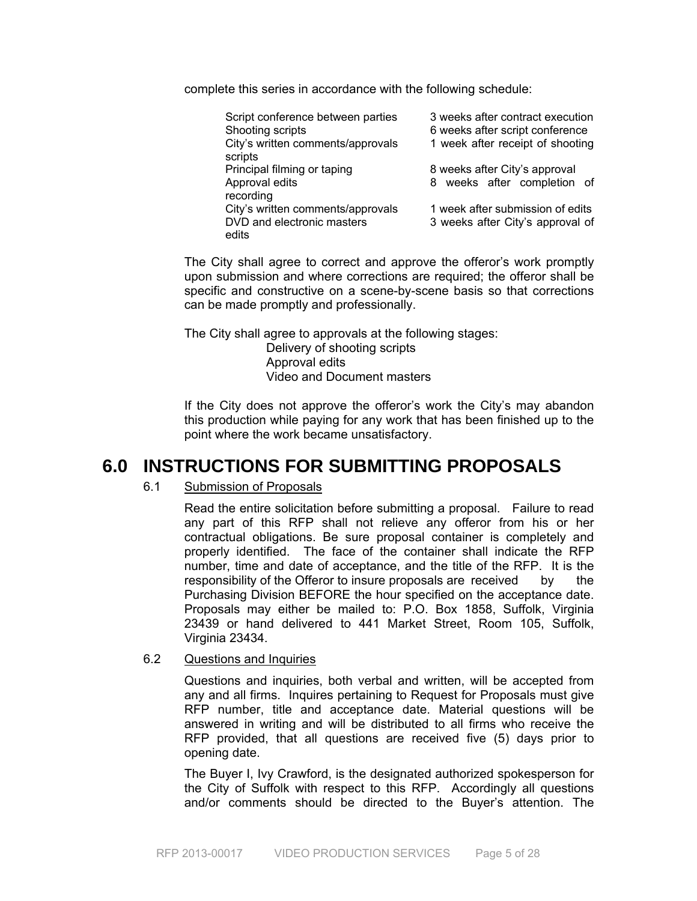complete this series in accordance with the following schedule:

| | |
|---|---|
| Script conference between parties | 3 weeks after contract execution |
| Shooting scripts | 6 weeks after script conference |
| City's written comments/approvals | 1 week after receipt of shooting scripts |
| Principal filming or taping | 8 weeks after City's approval |
| Approval edits | 8 weeks after completion of recording |
| City's written comments/approvals | 1 week after submission of edits |
| DVD and electronic masters | 3 weeks after City's approval of edits |

The City shall agree to correct and approve the offeror's work promptly upon submission and where corrections are required; the offeror shall be specific and constructive on a scene-by-scene basis so that corrections can be made promptly and professionally.

The City shall agree to approvals at the following stages:

Delivery of shooting scripts
Approval edits
Video and Document masters

If the City does not approve the offeror's work the City's may abandon this production while paying for any work that has been finished up to the point where the work became unsatisfactory.

# 6.0 INSTRUCTIONS FOR SUBMITTING PROPOSALS

## 6.1 Submission of Proposals

Read the entire solicitation before submitting a proposal. Failure to read any part of this RFP shall not relieve any offeror from his or her contractual obligations. Be sure proposal container is completely and properly identified. The face of the container shall indicate the RFP number, time and date of acceptance, and the title of the RFP. It is the responsibility of the Offeror to insure proposals are received by the Purchasing Division BEFORE the hour specified on the acceptance date. Proposals may either be mailed to: P.O. Box 1858, Suffolk, Virginia 23439 or hand delivered to 441 Market Street, Room 105, Suffolk, Virginia 23434.

## 6.2 Questions and Inquiries

Questions and inquiries, both verbal and written, will be accepted from any and all firms. Inquires pertaining to Request for Proposals must give RFP number, title and acceptance date. Material questions will be answered in writing and will be distributed to all firms who receive the RFP provided, that all questions are received five (5) days prior to opening date.

The Buyer I, Ivy Crawford, is the designated authorized spokesperson for the City of Suffolk with respect to this RFP. Accordingly all questions and/or comments should be directed to the Buyer's attention. The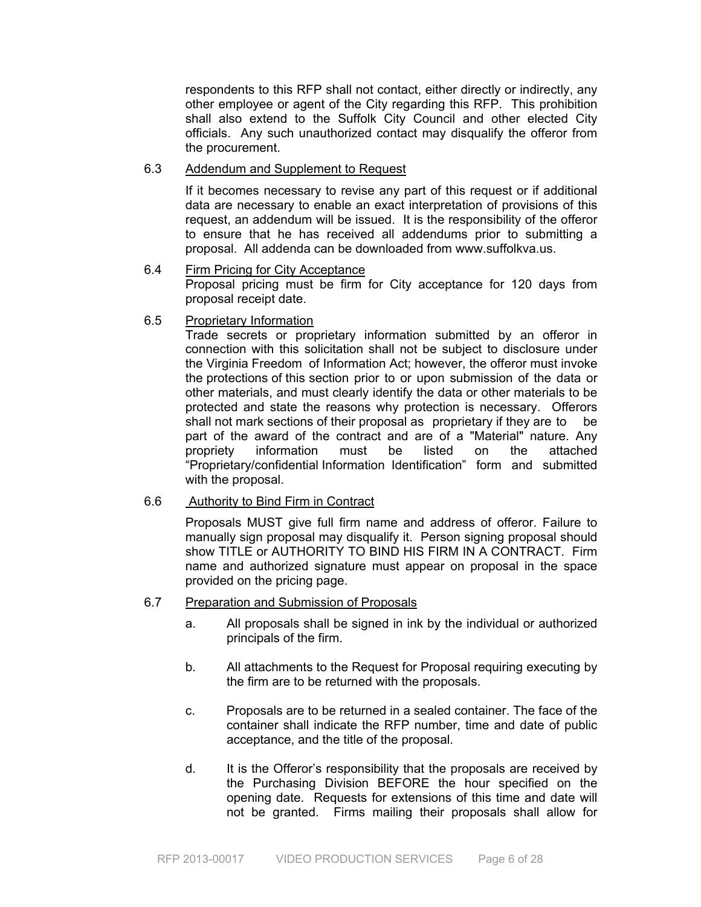respondents to this RFP shall not contact, either directly or indirectly, any other employee or agent of the City regarding this RFP. This prohibition shall also extend to the Suffolk City Council and other elected City officials. Any such unauthorized contact may disqualify the offeror from the procurement.

6.3 Addendum and Supplement to Request

If it becomes necessary to revise any part of this request or if additional data are necessary to enable an exact interpretation of provisions of this request, an addendum will be issued. It is the responsibility of the offeror to ensure that he has received all addendums prior to submitting a proposal. All addenda can be downloaded from www.suffolkva.us.

6.4 Firm Pricing for City Acceptance

Proposal pricing must be firm for City acceptance for 120 days from proposal receipt date.

6.5 Proprietary Information

Trade secrets or proprietary information submitted by an offeror in connection with this solicitation shall not be subject to disclosure under the Virginia Freedom of Information Act; however, the offeror must invoke the protections of this section prior to or upon submission of the data or other materials, and must clearly identify the data or other materials to be protected and state the reasons why protection is necessary. Offerors shall not mark sections of their proposal as proprietary if they are to be part of the award of the contract and are of a "Material" nature. Any propriety information must be listed on the attached "Proprietary/confidential Information Identification" form and submitted with the proposal.

6.6 Authority to Bind Firm in Contract

Proposals MUST give full firm name and address of offeror. Failure to manually sign proposal may disqualify it. Person signing proposal should show TITLE or AUTHORITY TO BIND HIS FIRM IN A CONTRACT. Firm name and authorized signature must appear on proposal in the space provided on the pricing page.

6.7 Preparation and Submission of Proposals

a. All proposals shall be signed in ink by the individual or authorized principals of the firm.

b. All attachments to the Request for Proposal requiring executing by the firm are to be returned with the proposals.

c. Proposals are to be returned in a sealed container. The face of the container shall indicate the RFP number, time and date of public acceptance, and the title of the proposal.

d. It is the Offeror's responsibility that the proposals are received by the Purchasing Division BEFORE the hour specified on the opening date. Requests for extensions of this time and date will not be granted. Firms mailing their proposals shall allow for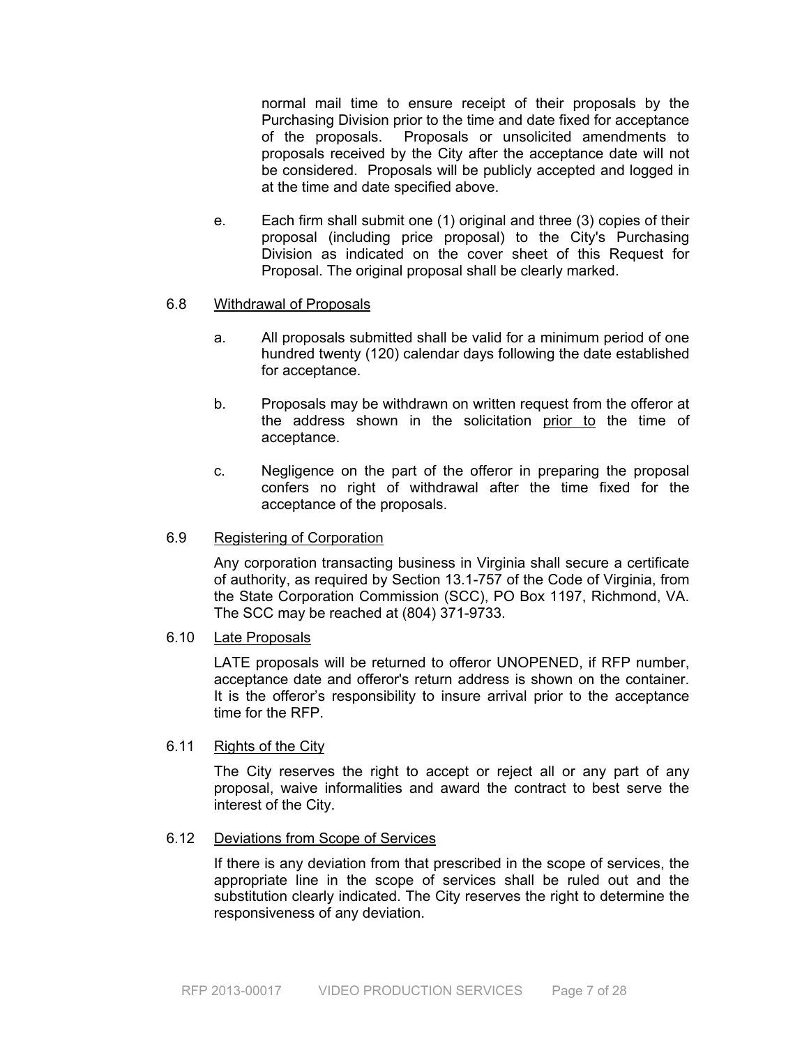normal mail time to ensure receipt of their proposals by the Purchasing Division prior to the time and date fixed for acceptance of the proposals. Proposals or unsolicited amendments to proposals received by the City after the acceptance date will not be considered. Proposals will be publicly accepted and logged in at the time and date specified above.

e. Each firm shall submit one (1) original and three (3) copies of their proposal (including price proposal) to the City's Purchasing Division as indicated on the cover sheet of this Request for Proposal. The original proposal shall be clearly marked.

6.8 Withdrawal of Proposals

a. All proposals submitted shall be valid for a minimum period of one hundred twenty (120) calendar days following the date established for acceptance.

b. Proposals may be withdrawn on written request from the offeror at the address shown in the solicitation prior to the time of acceptance.

c. Negligence on the part of the offeror in preparing the proposal confers no right of withdrawal after the time fixed for the acceptance of the proposals.

6.9 Registering of Corporation

Any corporation transacting business in Virginia shall secure a certificate of authority, as required by Section 13.1-757 of the Code of Virginia, from the State Corporation Commission (SCC), PO Box 1197, Richmond, VA. The SCC may be reached at (804) 371-9733.

6.10 Late Proposals

LATE proposals will be returned to offeror UNOPENED, if RFP number, acceptance date and offeror's return address is shown on the container. It is the offeror's responsibility to insure arrival prior to the acceptance time for the RFP.

6.11 Rights of the City

The City reserves the right to accept or reject all or any part of any proposal, waive informalities and award the contract to best serve the interest of the City.

6.12 Deviations from Scope of Services

If there is any deviation from that prescribed in the scope of services, the appropriate line in the scope of services shall be ruled out and the substitution clearly indicated. The City reserves the right to determine the responsiveness of any deviation.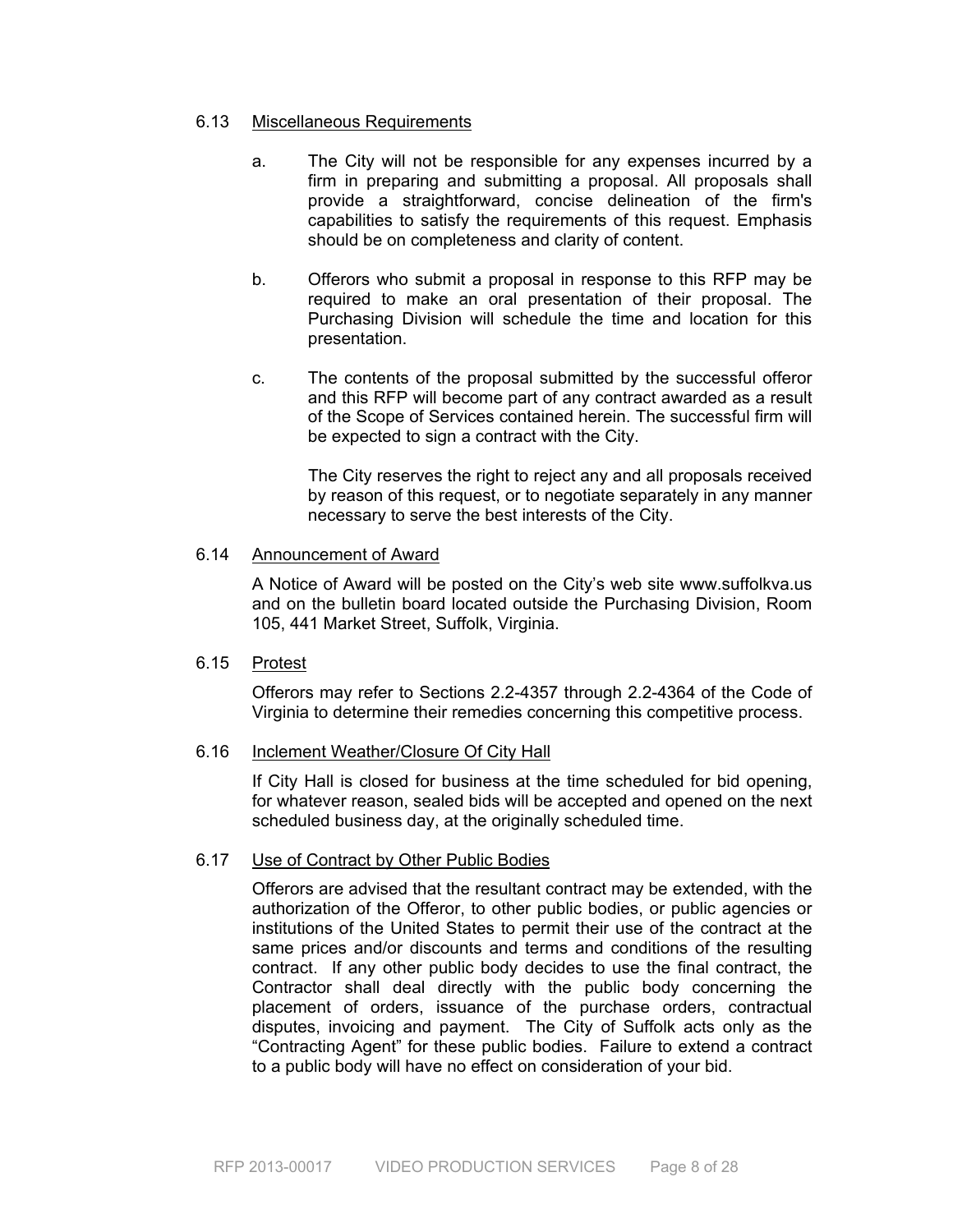### 6.13 Miscellaneous Requirements

a. The City will not be responsible for any expenses incurred by a firm in preparing and submitting a proposal. All proposals shall provide a straightforward, concise delineation of the firm's capabilities to satisfy the requirements of this request. Emphasis should be on completeness and clarity of content.

b. Offerors who submit a proposal in response to this RFP may be required to make an oral presentation of their proposal. The Purchasing Division will schedule the time and location for this presentation.

c. The contents of the proposal submitted by the successful offeror and this RFP will become part of any contract awarded as a result of the Scope of Services contained herein. The successful firm will be expected to sign a contract with the City.

The City reserves the right to reject any and all proposals received by reason of this request, or to negotiate separately in any manner necessary to serve the best interests of the City.

### 6.14 Announcement of Award

A Notice of Award will be posted on the City's web site www.suffolkva.us and on the bulletin board located outside the Purchasing Division, Room 105, 441 Market Street, Suffolk, Virginia.

### 6.15 Protest

Offerors may refer to Sections 2.2-4357 through 2.2-4364 of the Code of Virginia to determine their remedies concerning this competitive process.

### 6.16 Inclement Weather/Closure Of City Hall

If City Hall is closed for business at the time scheduled for bid opening, for whatever reason, sealed bids will be accepted and opened on the next scheduled business day, at the originally scheduled time.

### 6.17 Use of Contract by Other Public Bodies

Offerors are advised that the resultant contract may be extended, with the authorization of the Offeror, to other public bodies, or public agencies or institutions of the United States to permit their use of the contract at the same prices and/or discounts and terms and conditions of the resulting contract. If any other public body decides to use the final contract, the Contractor shall deal directly with the public body concerning the placement of orders, issuance of the purchase orders, contractual disputes, invoicing and payment. The City of Suffolk acts only as the "Contracting Agent" for these public bodies. Failure to extend a contract to a public body will have no effect on consideration of your bid.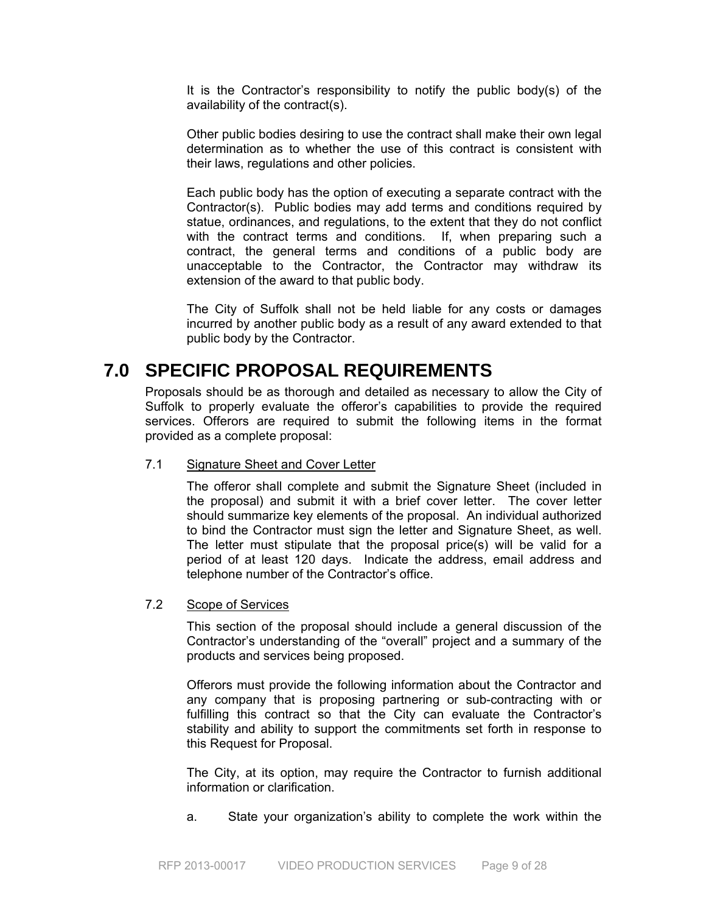It is the Contractor's responsibility to notify the public body(s) of the availability of the contract(s).

Other public bodies desiring to use the contract shall make their own legal determination as to whether the use of this contract is consistent with their laws, regulations and other policies.

Each public body has the option of executing a separate contract with the Contractor(s). Public bodies may add terms and conditions required by statue, ordinances, and regulations, to the extent that they do not conflict with the contract terms and conditions. If, when preparing such a contract, the general terms and conditions of a public body are unacceptable to the Contractor, the Contractor may withdraw its extension of the award to that public body.

The City of Suffolk shall not be held liable for any costs or damages incurred by another public body as a result of any award extended to that public body by the Contractor.

# 7.0 SPECIFIC PROPOSAL REQUIREMENTS

Proposals should be as thorough and detailed as necessary to allow the City of Suffolk to properly evaluate the offeror's capabilities to provide the required services. Offerors are required to submit the following items in the format provided as a complete proposal:

7.1 Signature Sheet and Cover Letter

The offeror shall complete and submit the Signature Sheet (included in the proposal) and submit it with a brief cover letter. The cover letter should summarize key elements of the proposal. An individual authorized to bind the Contractor must sign the letter and Signature Sheet, as well. The letter must stipulate that the proposal price(s) will be valid for a period of at least 120 days. Indicate the address, email address and telephone number of the Contractor's office.

7.2 Scope of Services

This section of the proposal should include a general discussion of the Contractor's understanding of the "overall" project and a summary of the products and services being proposed.

Offerors must provide the following information about the Contractor and any company that is proposing partnering or sub-contracting with or fulfilling this contract so that the City can evaluate the Contractor's stability and ability to support the commitments set forth in response to this Request for Proposal.

The City, at its option, may require the Contractor to furnish additional information or clarification.

a. State your organization's ability to complete the work within the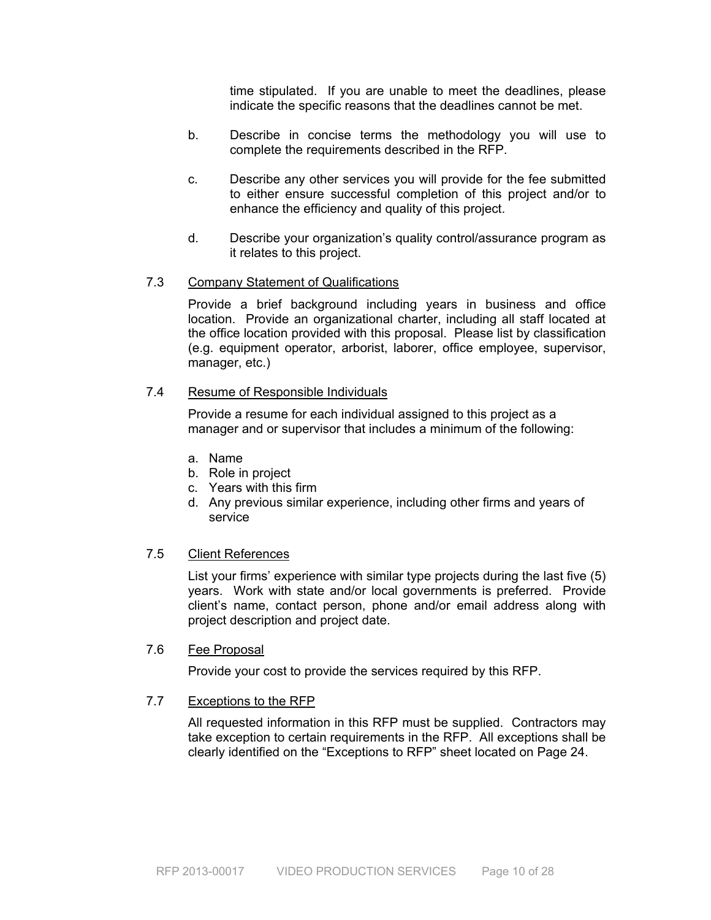time stipulated. If you are unable to meet the deadlines, please indicate the specific reasons that the deadlines cannot be met.

b. Describe in concise terms the methodology you will use to complete the requirements described in the RFP.

c. Describe any other services you will provide for the fee submitted to either ensure successful completion of this project and/or to enhance the efficiency and quality of this project.

d. Describe your organization's quality control/assurance program as it relates to this project.

7.3 Company Statement of Qualifications

Provide a brief background including years in business and office location. Provide an organizational charter, including all staff located at the office location provided with this proposal. Please list by classification (e.g. equipment operator, arborist, laborer, office employee, supervisor, manager, etc.)

7.4 Resume of Responsible Individuals

Provide a resume for each individual assigned to this project as a manager and or supervisor that includes a minimum of the following:

a. Name
b. Role in project
c. Years with this firm
d. Any previous similar experience, including other firms and years of service

7.5 Client References

List your firms' experience with similar type projects during the last five (5) years. Work with state and/or local governments is preferred. Provide client's name, contact person, phone and/or email address along with project description and project date.

7.6 Fee Proposal

Provide your cost to provide the services required by this RFP.

7.7 Exceptions to the RFP

All requested information in this RFP must be supplied. Contractors may take exception to certain requirements in the RFP. All exceptions shall be clearly identified on the "Exceptions to RFP" sheet located on Page 24.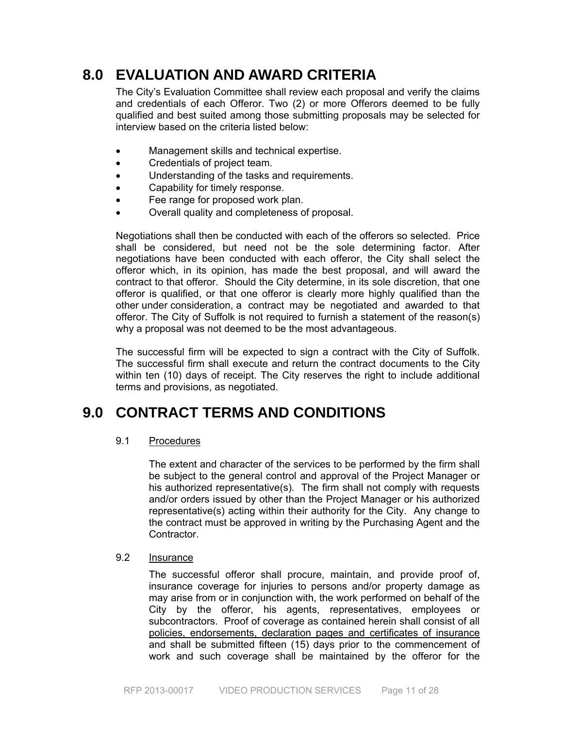# 8.0 EVALUATION AND AWARD CRITERIA

The City's Evaluation Committee shall review each proposal and verify the claims and credentials of each Offeror. Two (2) or more Offerors deemed to be fully qualified and best suited among those submitting proposals may be selected for interview based on the criteria listed below:

- Management skills and technical expertise.
- Credentials of project team.
- Understanding of the tasks and requirements.
- Capability for timely response.
- Fee range for proposed work plan.
- Overall quality and completeness of proposal.

Negotiations shall then be conducted with each of the offerors so selected. Price shall be considered, but need not be the sole determining factor. After negotiations have been conducted with each offeror, the City shall select the offeror which, in its opinion, has made the best proposal, and will award the contract to that offeror. Should the City determine, in its sole discretion, that one offeror is qualified, or that one offeror is clearly more highly qualified than the other under consideration, a contract may be negotiated and awarded to that offeror. The City of Suffolk is not required to furnish a statement of the reason(s) why a proposal was not deemed to be the most advantageous.

The successful firm will be expected to sign a contract with the City of Suffolk. The successful firm shall execute and return the contract documents to the City within ten (10) days of receipt. The City reserves the right to include additional terms and provisions, as negotiated.

# 9.0 CONTRACT TERMS AND CONDITIONS

9.1 Procedures

The extent and character of the services to be performed by the firm shall be subject to the general control and approval of the Project Manager or his authorized representative(s). The firm shall not comply with requests and/or orders issued by other than the Project Manager or his authorized representative(s) acting within their authority for the City. Any change to the contract must be approved in writing by the Purchasing Agent and the Contractor.

9.2 Insurance

The successful offeror shall procure, maintain, and provide proof of, insurance coverage for injuries to persons and/or property damage as may arise from or in conjunction with, the work performed on behalf of the City by the offeror, his agents, representatives, employees or subcontractors. Proof of coverage as contained herein shall consist of all policies, endorsements, declaration pages and certificates of insurance and shall be submitted fifteen (15) days prior to the commencement of work and such coverage shall be maintained by the offeror for the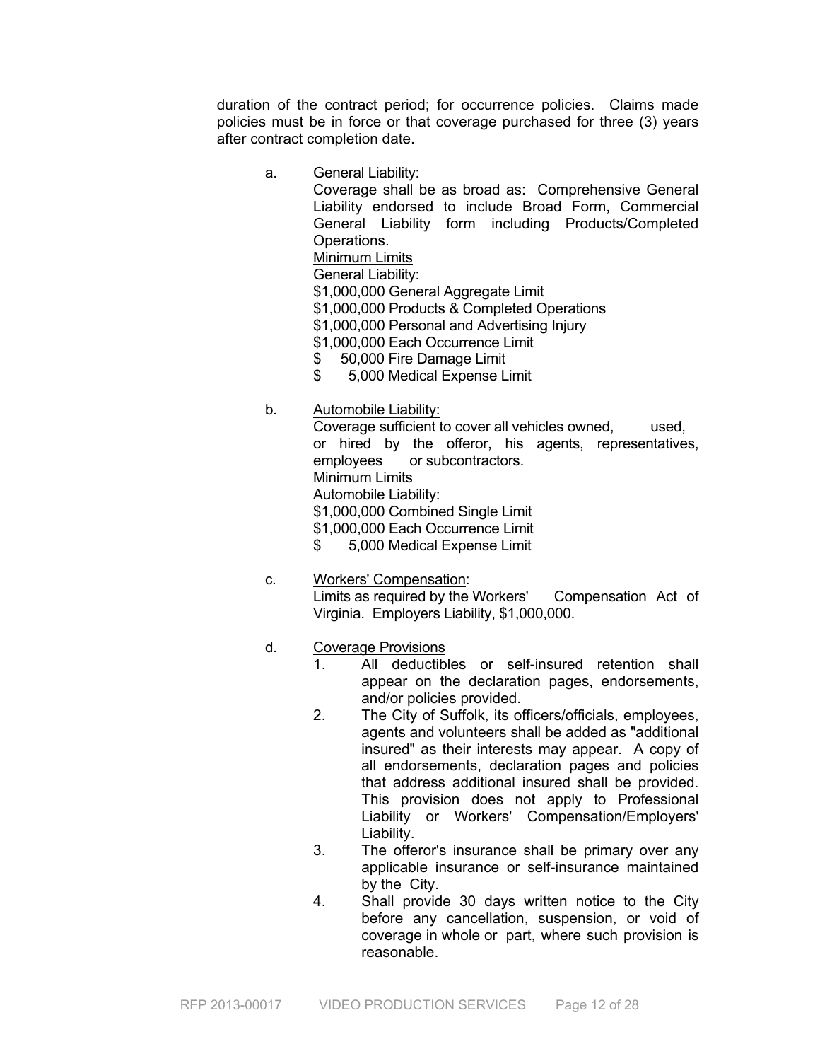duration of the contract period; for occurrence policies. Claims made policies must be in force or that coverage purchased for three (3) years after contract completion date.

a. General Liability:

Coverage shall be as broad as: Comprehensive General Liability endorsed to include Broad Form, Commercial General Liability form including Products/Completed Operations.

Minimum Limits

General Liability:

$1,000,000 General Aggregate Limit
$1,000,000 Products & Completed Operations
$1,000,000 Personal and Advertising Injury
$1,000,000 Each Occurrence Limit
$ 50,000 Fire Damage Limit
$ 5,000 Medical Expense Limit

b. Automobile Liability:

Coverage sufficient to cover all vehicles owned, used, or hired by the offeror, his agents, representatives, employees or subcontractors.

Minimum Limits

Automobile Liability:

$1,000,000 Combined Single Limit
$1,000,000 Each Occurrence Limit
$ 5,000 Medical Expense Limit

c. Workers' Compensation:

Limits as required by the Workers' Compensation Act of Virginia. Employers Liability, $1,000,000.

d. Coverage Provisions

1. All deductibles or self-insured retention shall appear on the declaration pages, endorsements, and/or policies provided.
2. The City of Suffolk, its officers/officials, employees, agents and volunteers shall be added as "additional insured" as their interests may appear. A copy of all endorsements, declaration pages and policies that address additional insured shall be provided. This provision does not apply to Professional Liability or Workers' Compensation/Employers' Liability.
3. The offeror's insurance shall be primary over any applicable insurance or self-insurance maintained by the City.
4. Shall provide 30 days written notice to the City before any cancellation, suspension, or void of coverage in whole or part, where such provision is reasonable.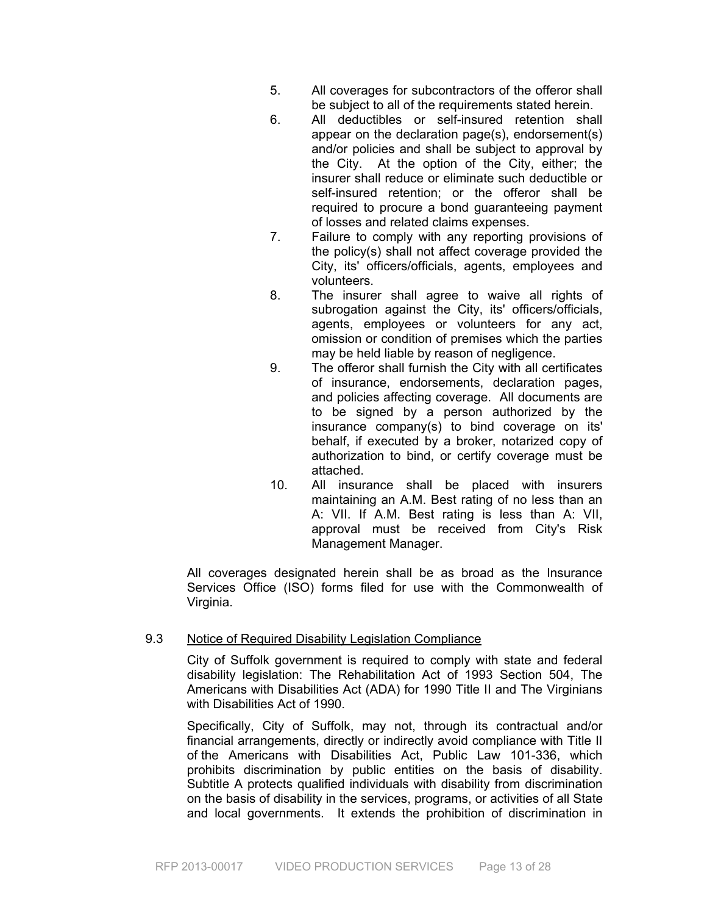5. All coverages for subcontractors of the offeror shall be subject to all of the requirements stated herein.
6. All deductibles or self-insured retention shall appear on the declaration page(s), endorsement(s) and/or policies and shall be subject to approval by the City. At the option of the City, either; the insurer shall reduce or eliminate such deductible or self-insured retention; or the offeror shall be required to procure a bond guaranteeing payment of losses and related claims expenses.
7. Failure to comply with any reporting provisions of the policy(s) shall not affect coverage provided the City, its' officers/officials, agents, employees and volunteers.
8. The insurer shall agree to waive all rights of subrogation against the City, its' officers/officials, agents, employees or volunteers for any act, omission or condition of premises which the parties may be held liable by reason of negligence.
9. The offeror shall furnish the City with all certificates of insurance, endorsements, declaration pages, and policies affecting coverage. All documents are to be signed by a person authorized by the insurance company(s) to bind coverage on its' behalf, if executed by a broker, notarized copy of authorization to bind, or certify coverage must be attached.
10. All insurance shall be placed with insurers maintaining an A.M. Best rating of no less than an A: VII. If A.M. Best rating is less than A: VII, approval must be received from City's Risk Management Manager.

All coverages designated herein shall be as broad as the Insurance Services Office (ISO) forms filed for use with the Commonwealth of Virginia.

## 9.3 Notice of Required Disability Legislation Compliance

City of Suffolk government is required to comply with state and federal disability legislation: The Rehabilitation Act of 1993 Section 504, The Americans with Disabilities Act (ADA) for 1990 Title II and The Virginians with Disabilities Act of 1990.

Specifically, City of Suffolk, may not, through its contractual and/or financial arrangements, directly or indirectly avoid compliance with Title II of the Americans with Disabilities Act, Public Law 101-336, which prohibits discrimination by public entities on the basis of disability. Subtitle A protects qualified individuals with disability from discrimination on the basis of disability in the services, programs, or activities of all State and local governments. It extends the prohibition of discrimination in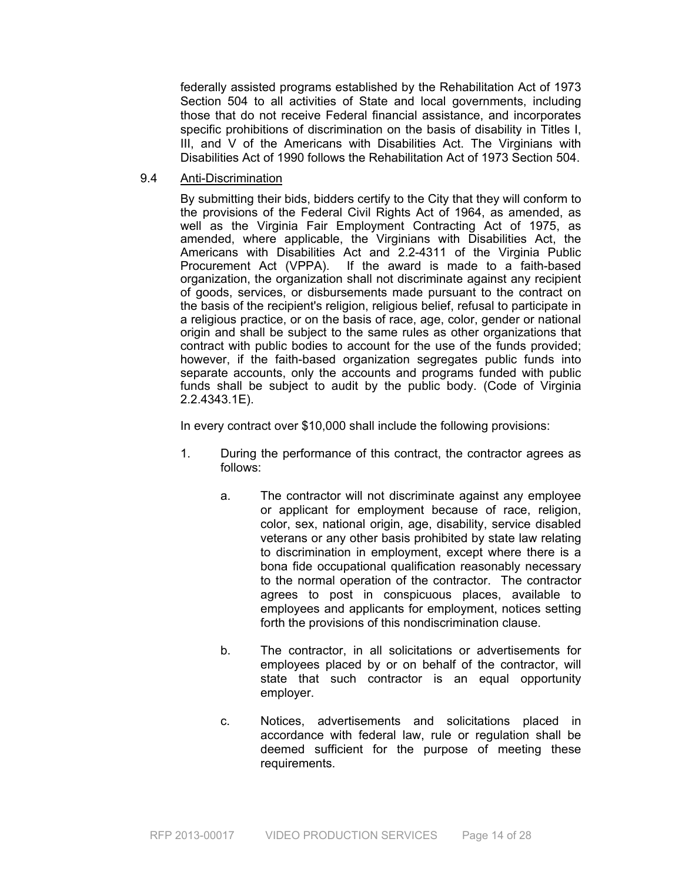federally assisted programs established by the Rehabilitation Act of 1973 Section 504 to all activities of State and local governments, including those that do not receive Federal financial assistance, and incorporates specific prohibitions of discrimination on the basis of disability in Titles I, III, and V of the Americans with Disabilities Act. The Virginians with Disabilities Act of 1990 follows the Rehabilitation Act of 1973 Section 504.

9.4 <u>Anti-Discrimination</u>

By submitting their bids, bidders certify to the City that they will conform to the provisions of the Federal Civil Rights Act of 1964, as amended, as well as the Virginia Fair Employment Contracting Act of 1975, as amended, where applicable, the Virginians with Disabilities Act, the Americans with Disabilities Act and 2.2-4311 of the Virginia Public Procurement Act (VPPA). If the award is made to a faith-based organization, the organization shall not discriminate against any recipient of goods, services, or disbursements made pursuant to the contract on the basis of the recipient's religion, religious belief, refusal to participate in a religious practice, or on the basis of race, age, color, gender or national origin and shall be subject to the same rules as other organizations that contract with public bodies to account for the use of the funds provided; however, if the faith-based organization segregates public funds into separate accounts, only the accounts and programs funded with public funds shall be subject to audit by the public body. (Code of Virginia 2.2.4343.1E).

In every contract over $10,000 shall include the following provisions:

1. During the performance of this contract, the contractor agrees as follows:

   a. The contractor will not discriminate against any employee or applicant for employment because of race, religion, color, sex, national origin, age, disability, service disabled veterans or any other basis prohibited by state law relating to discrimination in employment, except where there is a bona fide occupational qualification reasonably necessary to the normal operation of the contractor. The contractor agrees to post in conspicuous places, available to employees and applicants for employment, notices setting forth the provisions of this nondiscrimination clause.

   b. The contractor, in all solicitations or advertisements for employees placed by or on behalf of the contractor, will state that such contractor is an equal opportunity employer.

   c. Notices, advertisements and solicitations placed in accordance with federal law, rule or regulation shall be deemed sufficient for the purpose of meeting these requirements.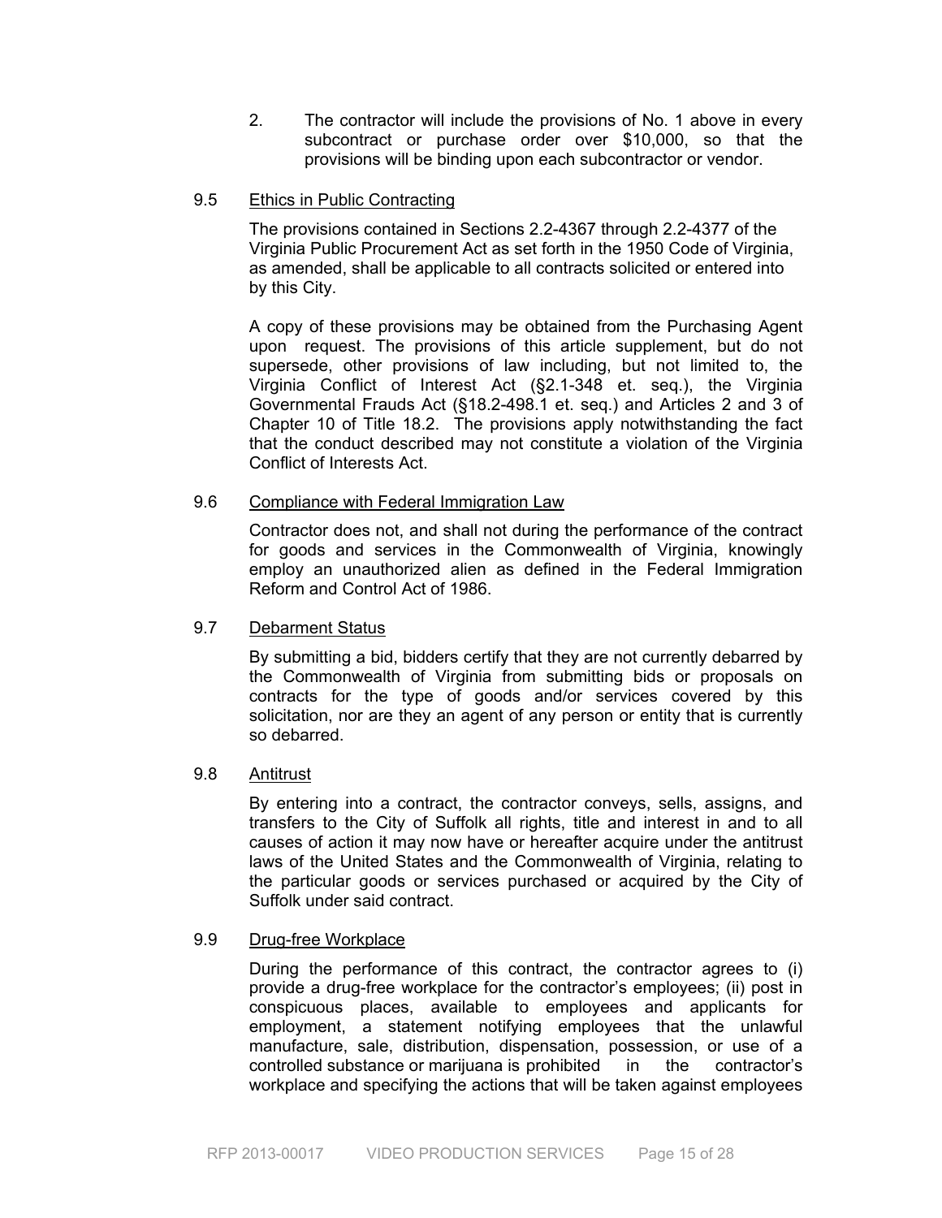2. The contractor will include the provisions of No. 1 above in every subcontract or purchase order over $10,000, so that the provisions will be binding upon each subcontractor or vendor.

### 9.5 Ethics in Public Contracting

The provisions contained in Sections 2.2-4367 through 2.2-4377 of the Virginia Public Procurement Act as set forth in the 1950 Code of Virginia, as amended, shall be applicable to all contracts solicited or entered into by this City.

A copy of these provisions may be obtained from the Purchasing Agent upon request. The provisions of this article supplement, but do not supersede, other provisions of law including, but not limited to, the Virginia Conflict of Interest Act (§2.1-348 et. seq.), the Virginia Governmental Frauds Act (§18.2-498.1 et. seq.) and Articles 2 and 3 of Chapter 10 of Title 18.2. The provisions apply notwithstanding the fact that the conduct described may not constitute a violation of the Virginia Conflict of Interests Act.

### 9.6 Compliance with Federal Immigration Law

Contractor does not, and shall not during the performance of the contract for goods and services in the Commonwealth of Virginia, knowingly employ an unauthorized alien as defined in the Federal Immigration Reform and Control Act of 1986.

### 9.7 Debarment Status

By submitting a bid, bidders certify that they are not currently debarred by the Commonwealth of Virginia from submitting bids or proposals on contracts for the type of goods and/or services covered by this solicitation, nor are they an agent of any person or entity that is currently so debarred.

### 9.8 Antitrust

By entering into a contract, the contractor conveys, sells, assigns, and transfers to the City of Suffolk all rights, title and interest in and to all causes of action it may now have or hereafter acquire under the antitrust laws of the United States and the Commonwealth of Virginia, relating to the particular goods or services purchased or acquired by the City of Suffolk under said contract.

### 9.9 Drug-free Workplace

During the performance of this contract, the contractor agrees to (i) provide a drug-free workplace for the contractor's employees; (ii) post in conspicuous places, available to employees and applicants for employment, a statement notifying employees that the unlawful manufacture, sale, distribution, dispensation, possession, or use of a controlled substance or marijuana is prohibited in the contractor's workplace and specifying the actions that will be taken against employees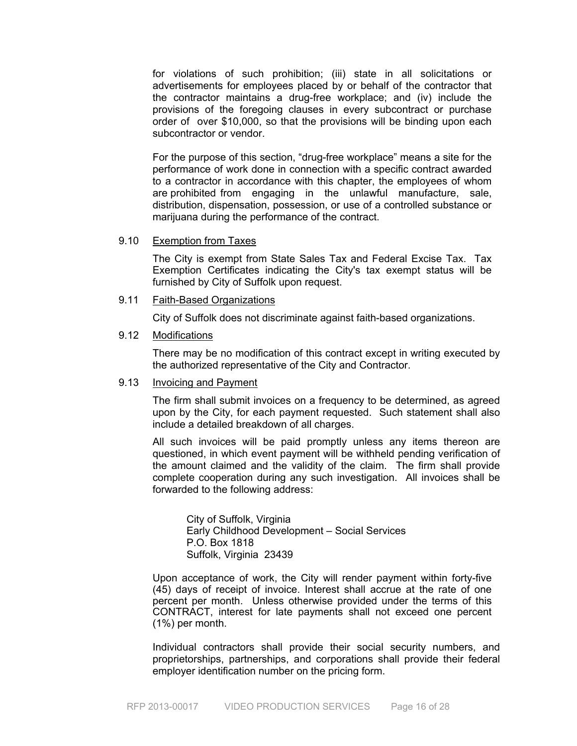for violations of such prohibition; (iii) state in all solicitations or advertisements for employees placed by or behalf of the contractor that the contractor maintains a drug-free workplace; and (iv) include the provisions of the foregoing clauses in every subcontract or purchase order of over $10,000, so that the provisions will be binding upon each subcontractor or vendor.

For the purpose of this section, “drug-free workplace” means a site for the performance of work done in connection with a specific contract awarded to a contractor in accordance with this chapter, the employees of whom are prohibited from engaging in the unlawful manufacture, sale, distribution, dispensation, possession, or use of a controlled substance or marijuana during the performance of the contract.

9.10 Exemption from Taxes

The City is exempt from State Sales Tax and Federal Excise Tax. Tax Exemption Certificates indicating the City's tax exempt status will be furnished by City of Suffolk upon request.

9.11 Faith-Based Organizations

City of Suffolk does not discriminate against faith-based organizations.

9.12 Modifications

There may be no modification of this contract except in writing executed by the authorized representative of the City and Contractor.

9.13 Invoicing and Payment

The firm shall submit invoices on a frequency to be determined, as agreed upon by the City, for each payment requested. Such statement shall also include a detailed breakdown of all charges.

All such invoices will be paid promptly unless any items thereon are questioned, in which event payment will be withheld pending verification of the amount claimed and the validity of the claim. The firm shall provide complete cooperation during any such investigation. All invoices shall be forwarded to the following address:

City of Suffolk, Virginia
Early Childhood Development – Social Services
P.O. Box 1818
Suffolk, Virginia 23439

Upon acceptance of work, the City will render payment within forty-five (45) days of receipt of invoice. Interest shall accrue at the rate of one percent per month. Unless otherwise provided under the terms of this CONTRACT, interest for late payments shall not exceed one percent (1%) per month.

Individual contractors shall provide their social security numbers, and proprietorships, partnerships, and corporations shall provide their federal employer identification number on the pricing form.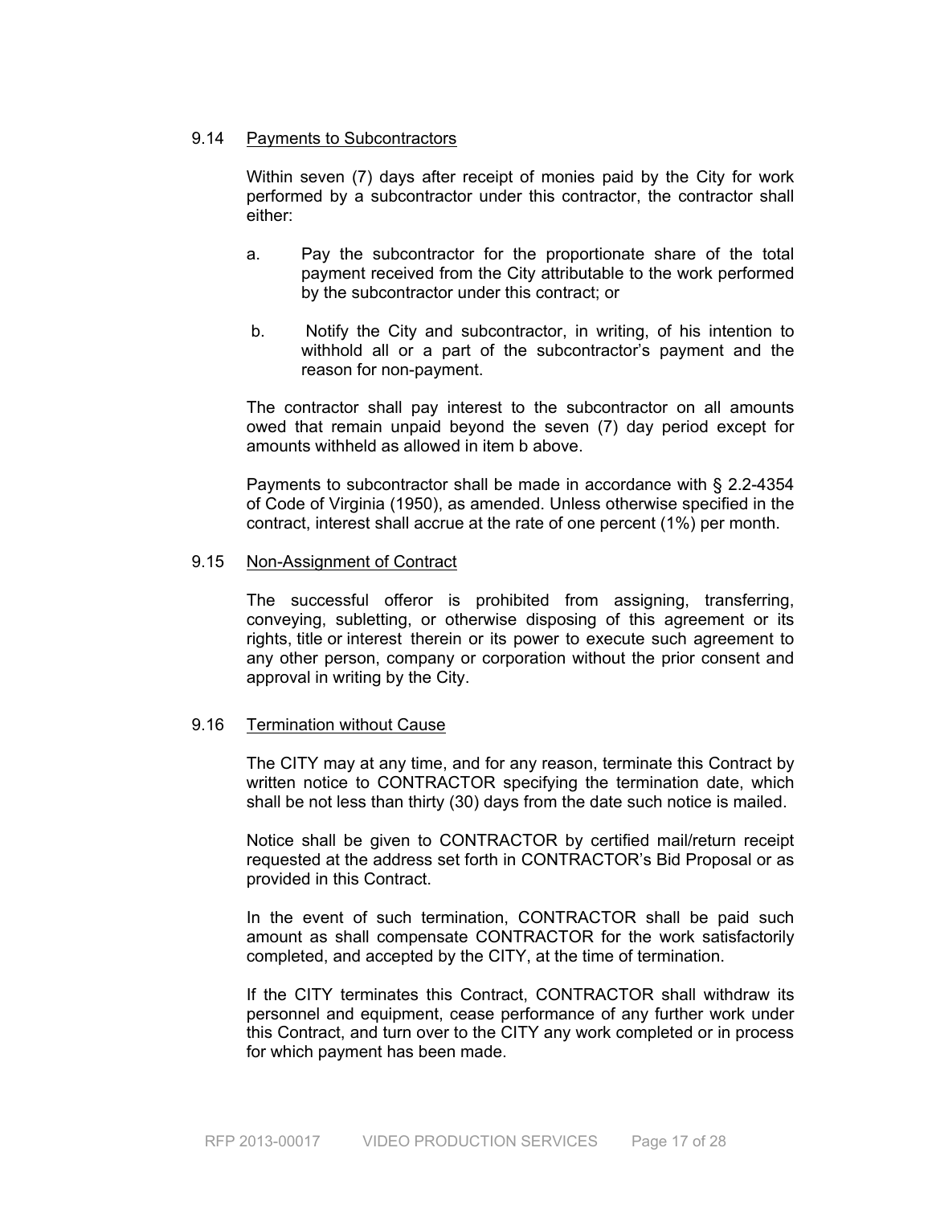### 9.14 Payments to Subcontractors

Within seven (7) days after receipt of monies paid by the City for work performed by a subcontractor under this contractor, the contractor shall either:

a. Pay the subcontractor for the proportionate share of the total payment received from the City attributable to the work performed by the subcontractor under this contract; or

b. Notify the City and subcontractor, in writing, of his intention to withhold all or a part of the subcontractor's payment and the reason for non-payment.

The contractor shall pay interest to the subcontractor on all amounts owed that remain unpaid beyond the seven (7) day period except for amounts withheld as allowed in item b above.

Payments to subcontractor shall be made in accordance with § 2.2-4354 of Code of Virginia (1950), as amended. Unless otherwise specified in the contract, interest shall accrue at the rate of one percent (1%) per month.

### 9.15 Non-Assignment of Contract

The successful offeror is prohibited from assigning, transferring, conveying, subletting, or otherwise disposing of this agreement or its rights, title or interest therein or its power to execute such agreement to any other person, company or corporation without the prior consent and approval in writing by the City.

### 9.16 Termination without Cause

The CITY may at any time, and for any reason, terminate this Contract by written notice to CONTRACTOR specifying the termination date, which shall be not less than thirty (30) days from the date such notice is mailed.

Notice shall be given to CONTRACTOR by certified mail/return receipt requested at the address set forth in CONTRACTOR's Bid Proposal or as provided in this Contract.

In the event of such termination, CONTRACTOR shall be paid such amount as shall compensate CONTRACTOR for the work satisfactorily completed, and accepted by the CITY, at the time of termination.

If the CITY terminates this Contract, CONTRACTOR shall withdraw its personnel and equipment, cease performance of any further work under this Contract, and turn over to the CITY any work completed or in process for which payment has been made.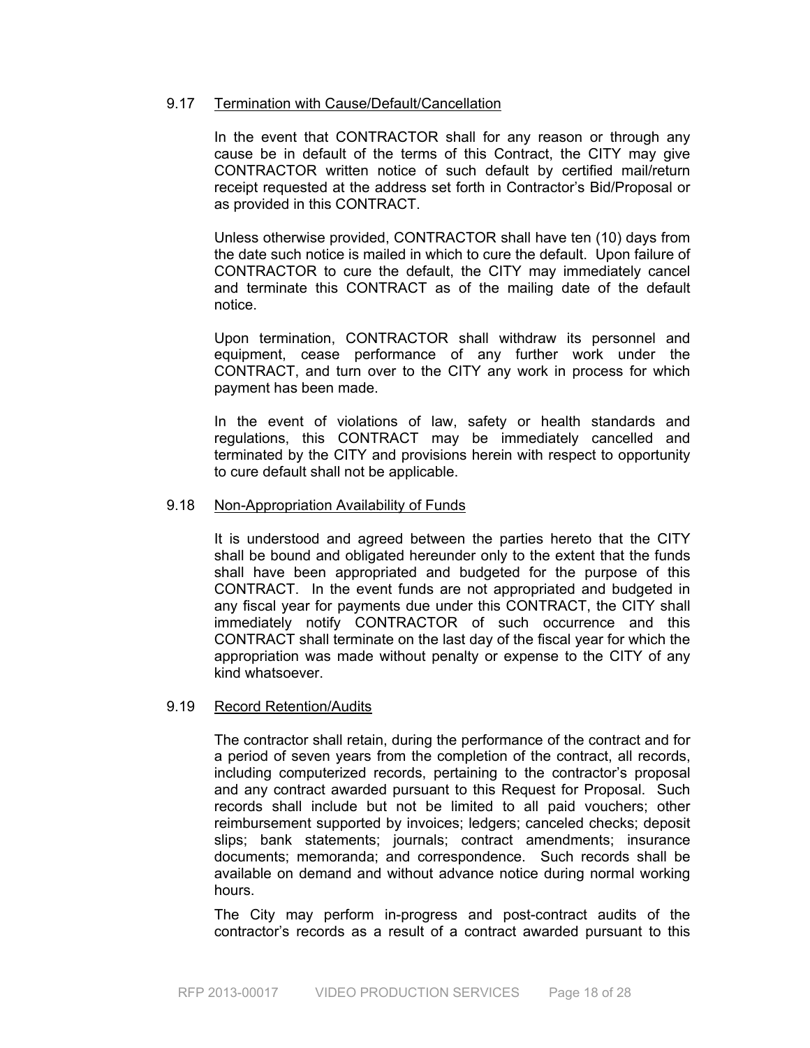## 9.17 Termination with Cause/Default/Cancellation

In the event that CONTRACTOR shall for any reason or through any cause be in default of the terms of this Contract, the CITY may give CONTRACTOR written notice of such default by certified mail/return receipt requested at the address set forth in Contractor's Bid/Proposal or as provided in this CONTRACT.

Unless otherwise provided, CONTRACTOR shall have ten (10) days from the date such notice is mailed in which to cure the default. Upon failure of CONTRACTOR to cure the default, the CITY may immediately cancel and terminate this CONTRACT as of the mailing date of the default notice.

Upon termination, CONTRACTOR shall withdraw its personnel and equipment, cease performance of any further work under the CONTRACT, and turn over to the CITY any work in process for which payment has been made.

In the event of violations of law, safety or health standards and regulations, this CONTRACT may be immediately cancelled and terminated by the CITY and provisions herein with respect to opportunity to cure default shall not be applicable.

## 9.18 Non-Appropriation Availability of Funds

It is understood and agreed between the parties hereto that the CITY shall be bound and obligated hereunder only to the extent that the funds shall have been appropriated and budgeted for the purpose of this CONTRACT. In the event funds are not appropriated and budgeted in any fiscal year for payments due under this CONTRACT, the CITY shall immediately notify CONTRACTOR of such occurrence and this CONTRACT shall terminate on the last day of the fiscal year for which the appropriation was made without penalty or expense to the CITY of any kind whatsoever.

## 9.19 Record Retention/Audits

The contractor shall retain, during the performance of the contract and for a period of seven years from the completion of the contract, all records, including computerized records, pertaining to the contractor's proposal and any contract awarded pursuant to this Request for Proposal. Such records shall include but not be limited to all paid vouchers; other reimbursement supported by invoices; ledgers; canceled checks; deposit slips; bank statements; journals; contract amendments; insurance documents; memoranda; and correspondence. Such records shall be available on demand and without advance notice during normal working hours.

The City may perform in-progress and post-contract audits of the contractor's records as a result of a contract awarded pursuant to this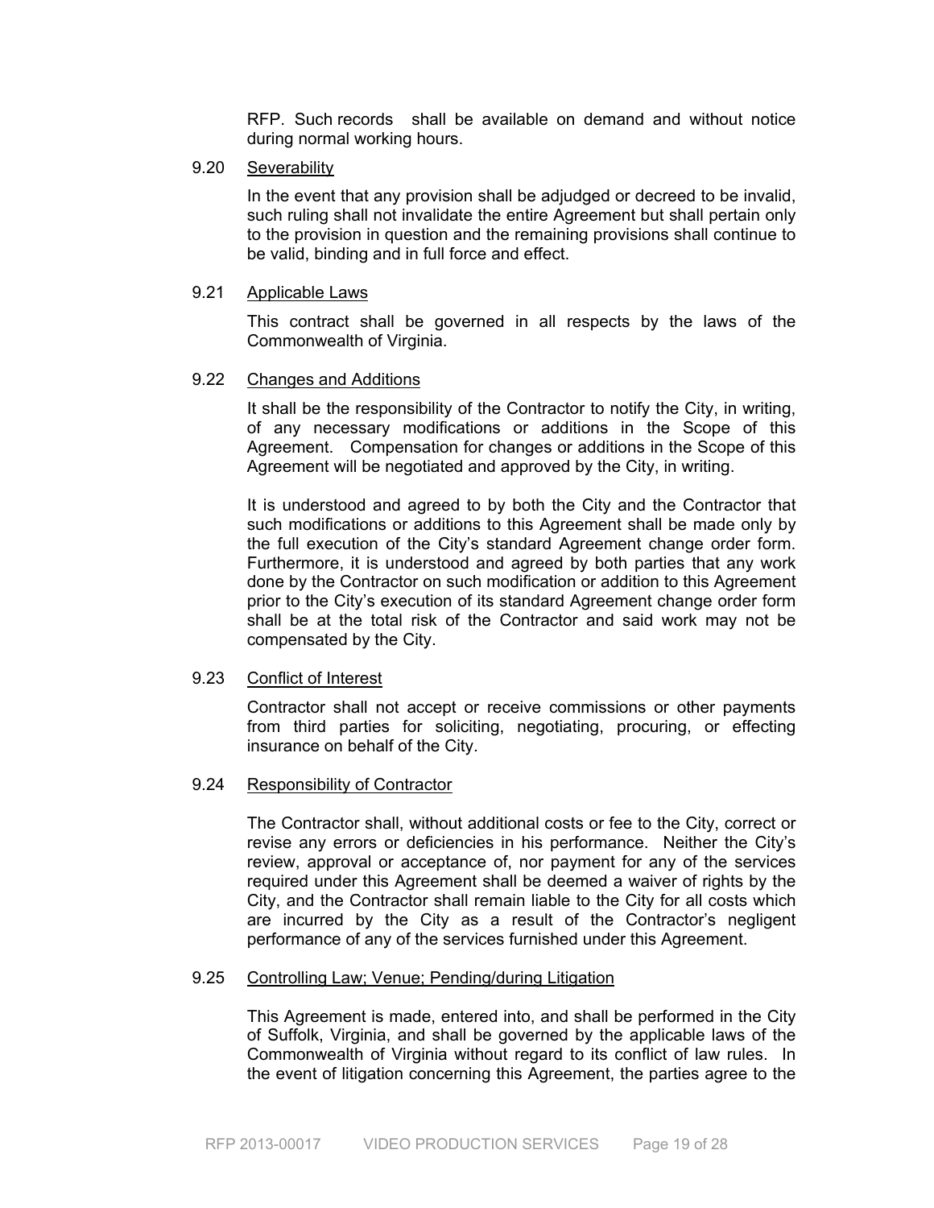RFP. Such records shall be available on demand and without notice during normal working hours.

9.20 Severability

In the event that any provision shall be adjudged or decreed to be invalid, such ruling shall not invalidate the entire Agreement but shall pertain only to the provision in question and the remaining provisions shall continue to be valid, binding and in full force and effect.

9.21 Applicable Laws

This contract shall be governed in all respects by the laws of the Commonwealth of Virginia.

9.22 Changes and Additions

It shall be the responsibility of the Contractor to notify the City, in writing, of any necessary modifications or additions in the Scope of this Agreement. Compensation for changes or additions in the Scope of this Agreement will be negotiated and approved by the City, in writing.

It is understood and agreed to by both the City and the Contractor that such modifications or additions to this Agreement shall be made only by the full execution of the City's standard Agreement change order form. Furthermore, it is understood and agreed by both parties that any work done by the Contractor on such modification or addition to this Agreement prior to the City's execution of its standard Agreement change order form shall be at the total risk of the Contractor and said work may not be compensated by the City.

9.23 Conflict of Interest

Contractor shall not accept or receive commissions or other payments from third parties for soliciting, negotiating, procuring, or effecting insurance on behalf of the City.

9.24 Responsibility of Contractor

The Contractor shall, without additional costs or fee to the City, correct or revise any errors or deficiencies in his performance. Neither the City's review, approval or acceptance of, nor payment for any of the services required under this Agreement shall be deemed a waiver of rights by the City, and the Contractor shall remain liable to the City for all costs which are incurred by the City as a result of the Contractor's negligent performance of any of the services furnished under this Agreement.

9.25 Controlling Law; Venue; Pending/during Litigation

This Agreement is made, entered into, and shall be performed in the City of Suffolk, Virginia, and shall be governed by the applicable laws of the Commonwealth of Virginia without regard to its conflict of law rules. In the event of litigation concerning this Agreement, the parties agree to the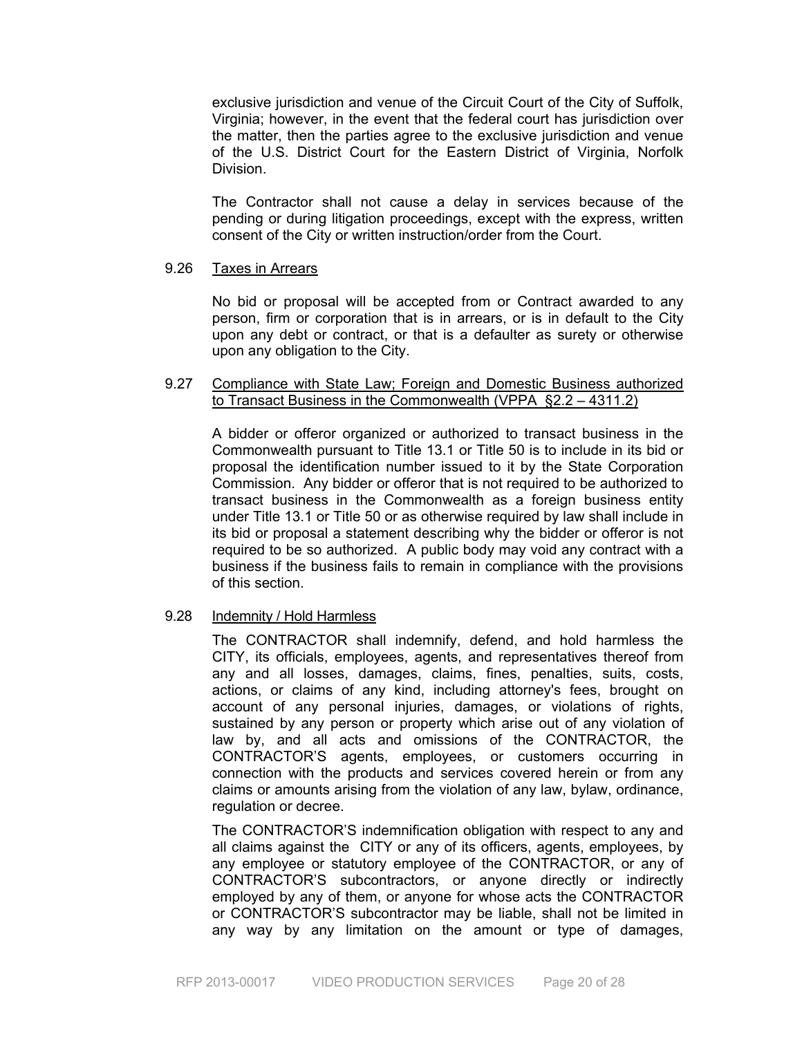exclusive jurisdiction and venue of the Circuit Court of the City of Suffolk, Virginia; however, in the event that the federal court has jurisdiction over the matter, then the parties agree to the exclusive jurisdiction and venue of the U.S. District Court for the Eastern District of Virginia, Norfolk Division.

The Contractor shall not cause a delay in services because of the pending or during litigation proceedings, except with the express, written consent of the City or written instruction/order from the Court.

9.26 Taxes in Arrears

No bid or proposal will be accepted from or Contract awarded to any person, firm or corporation that is in arrears, or is in default to the City upon any debt or contract, or that is a defaulter as surety or otherwise upon any obligation to the City.

9.27 Compliance with State Law; Foreign and Domestic Business authorized to Transact Business in the Commonwealth (VPPA §2.2 – 4311.2)

A bidder or offeror organized or authorized to transact business in the Commonwealth pursuant to Title 13.1 or Title 50 is to include in its bid or proposal the identification number issued to it by the State Corporation Commission. Any bidder or offeror that is not required to be authorized to transact business in the Commonwealth as a foreign business entity under Title 13.1 or Title 50 or as otherwise required by law shall include in its bid or proposal a statement describing why the bidder or offeror is not required to be so authorized. A public body may void any contract with a business if the business fails to remain in compliance with the provisions of this section.

9.28 Indemnity / Hold Harmless

The CONTRACTOR shall indemnify, defend, and hold harmless the CITY, its officials, employees, agents, and representatives thereof from any and all losses, damages, claims, fines, penalties, suits, costs, actions, or claims of any kind, including attorney's fees, brought on account of any personal injuries, damages, or violations of rights, sustained by any person or property which arise out of any violation of law by, and all acts and omissions of the CONTRACTOR, the CONTRACTOR'S agents, employees, or customers occurring in connection with the products and services covered herein or from any claims or amounts arising from the violation of any law, bylaw, ordinance, regulation or decree.

The CONTRACTOR'S indemnification obligation with respect to any and all claims against the CITY or any of its officers, agents, employees, by any employee or statutory employee of the CONTRACTOR, or any of CONTRACTOR'S subcontractors, or anyone directly or indirectly employed by any of them, or anyone for whose acts the CONTRACTOR or CONTRACTOR'S subcontractor may be liable, shall not be limited in any way by any limitation on the amount or type of damages,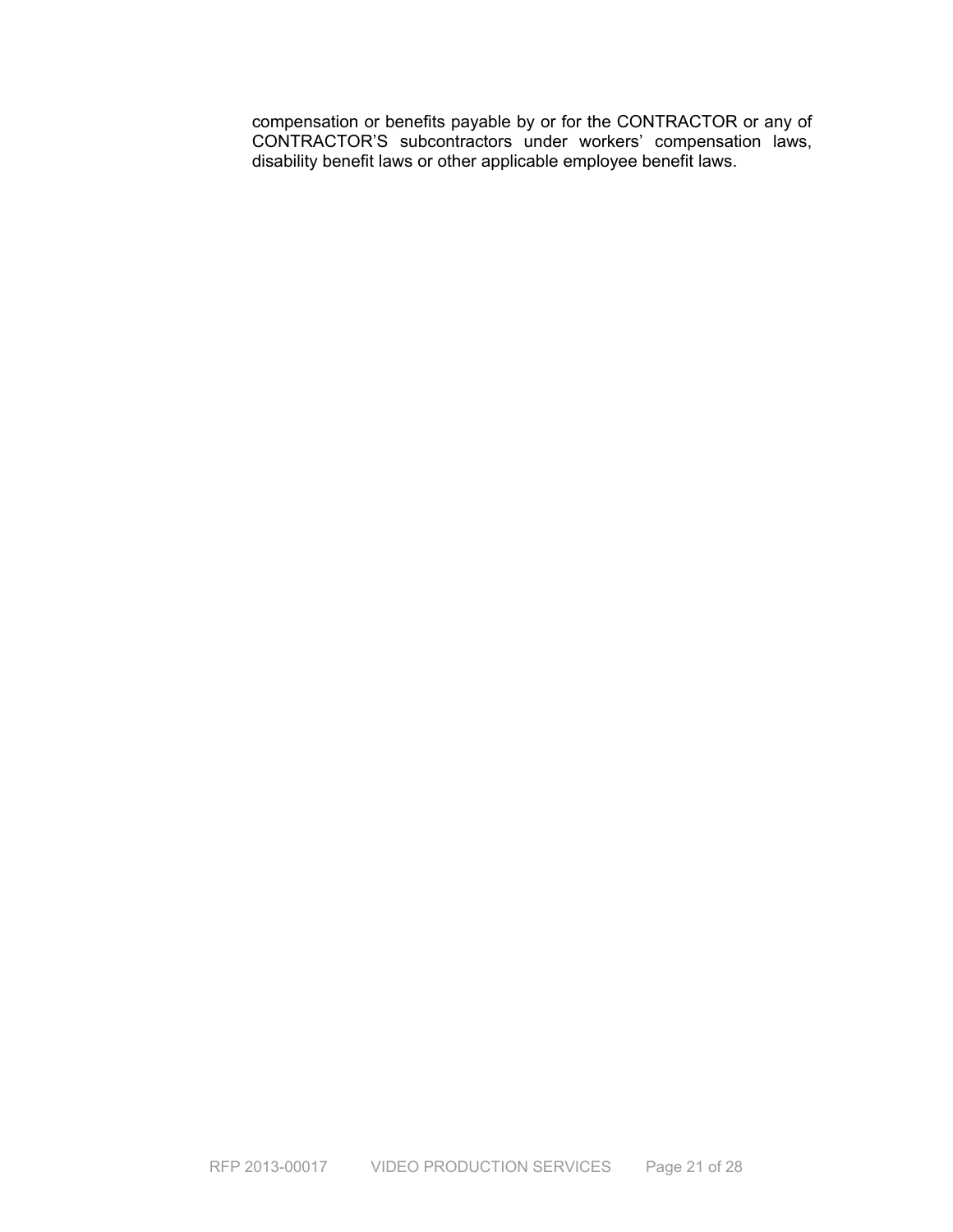compensation or benefits payable by or for the CONTRACTOR or any of CONTRACTOR'S subcontractors under workers' compensation laws, disability benefit laws or other applicable employee benefit laws.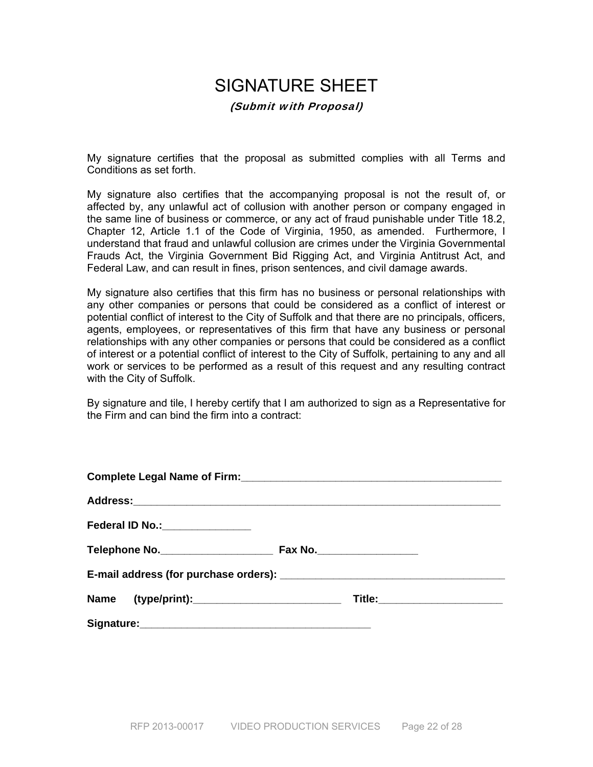# SIGNATURE SHEET

***(Submit with Proposal)***

My signature certifies that the proposal as submitted complies with all Terms and Conditions as set forth.

My signature also certifies that the accompanying proposal is not the result of, or affected by, any unlawful act of collusion with another person or company engaged in the same line of business or commerce, or any act of fraud punishable under Title 18.2, Chapter 12, Article 1.1 of the Code of Virginia, 1950, as amended. Furthermore, I understand that fraud and unlawful collusion are crimes under the Virginia Governmental Frauds Act, the Virginia Government Bid Rigging Act, and Virginia Antitrust Act, and Federal Law, and can result in fines, prison sentences, and civil damage awards.

My signature also certifies that this firm has no business or personal relationships with any other companies or persons that could be considered as a conflict of interest or potential conflict of interest to the City of Suffolk and that there are no principals, officers, agents, employees, or representatives of this firm that have any business or personal relationships with any other companies or persons that could be considered as a conflict of interest or a potential conflict of interest to the City of Suffolk, pertaining to any and all work or services to be performed as a result of this request and any resulting contract with the City of Suffolk.

By signature and tile, I hereby certify that I am authorized to sign as a Representative for the Firm and can bind the firm into a contract:

**Complete Legal Name of Firm:**_______________________________________________

**Address:**_________________________________________________________________

**Federal ID No.:**_______________

**Telephone No.**___________________ **Fax No.**_________________

**E-mail address (for purchase orders):** ______________________________________

**Name (type/print):**_________________________ **Title:**_____________________

**Signature:**________________________________________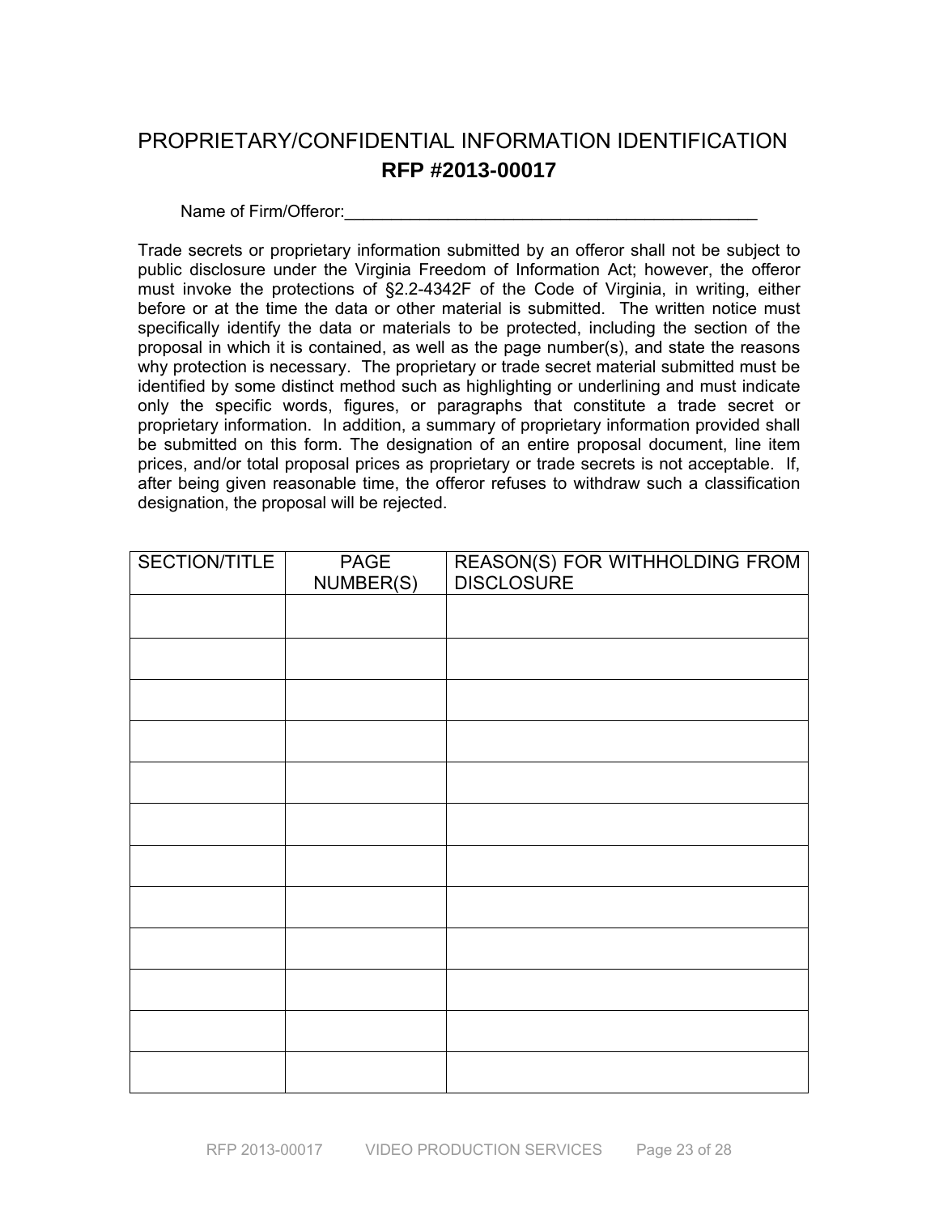# PROPRIETARY/CONFIDENTIAL INFORMATION IDENTIFICATION

## RFP #2013-00017

Name of Firm/Offeror:_____________________________________________

Trade secrets or proprietary information submitted by an offeror shall not be subject to public disclosure under the Virginia Freedom of Information Act; however, the offeror must invoke the protections of §2.2-4342F of the Code of Virginia, in writing, either before or at the time the data or other material is submitted. The written notice must specifically identify the data or materials to be protected, including the section of the proposal in which it is contained, as well as the page number(s), and state the reasons why protection is necessary. The proprietary or trade secret material submitted must be identified by some distinct method such as highlighting or underlining and must indicate only the specific words, figures, or paragraphs that constitute a trade secret or proprietary information. In addition, a summary of proprietary information provided shall be submitted on this form. The designation of an entire proposal document, line item prices, and/or total proposal prices as proprietary or trade secrets is not acceptable. If, after being given reasonable time, the offeror refuses to withdraw such a classification designation, the proposal will be rejected.

| SECTION/TITLE | PAGE NUMBER(S) | REASON(S) FOR WITHHOLDING FROM DISCLOSURE |
|---|---|---|
| | | |
| | | |
| | | |
| | | |
| | | |
| | | |
| | | |
| | | |
| | | |
| | | |
| | | |
| | | |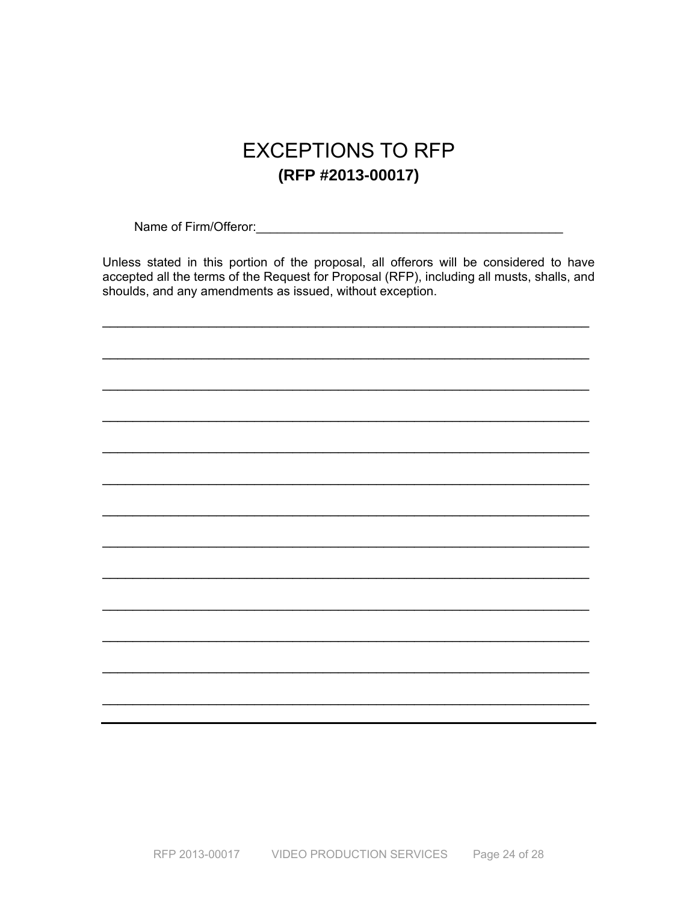# EXCEPTIONS TO RFP

**(RFP #2013-00017)**

Name of Firm/Offeror:_____________________________________________

Unless stated in this portion of the proposal, all offerors will be considered to have accepted all the terms of the Request for Proposal (RFP), including all musts, shalls, and shoulds, and any amendments as issued, without exception.

_______________________________________________________________________

_______________________________________________________________________

_______________________________________________________________________

_______________________________________________________________________

_______________________________________________________________________

_______________________________________________________________________

_______________________________________________________________________

_______________________________________________________________________

_______________________________________________________________________

_______________________________________________________________________

_______________________________________________________________________

_______________________________________________________________________

_______________________________________________________________________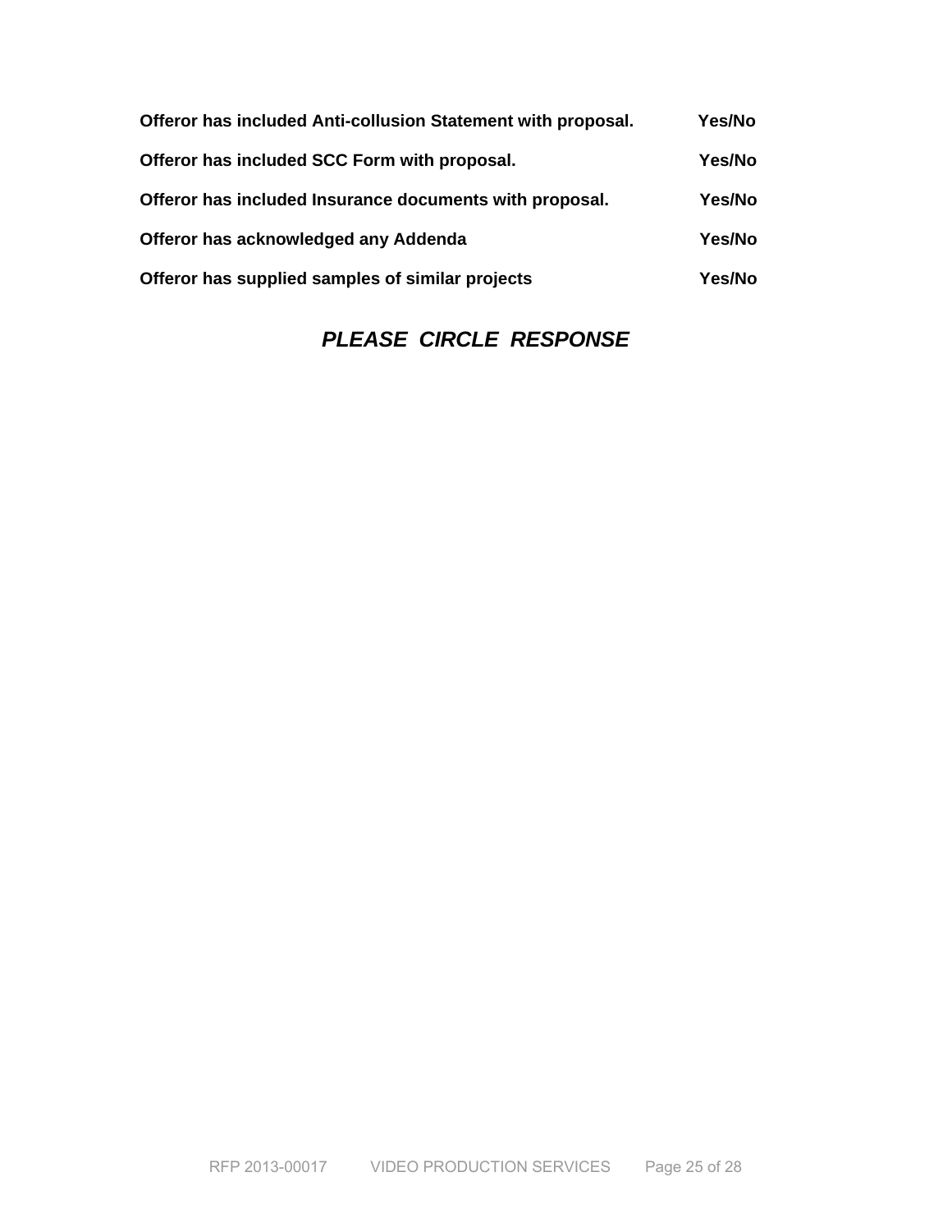**Offeror has included Anti-collusion Statement with proposal.** **Yes/No**

**Offeror has included SCC Form with proposal.** **Yes/No**

**Offeror has included Insurance documents with proposal.** **Yes/No**

**Offeror has acknowledged any Addenda** **Yes/No**

**Offeror has supplied samples of similar projects** **Yes/No**

***PLEASE CIRCLE RESPONSE***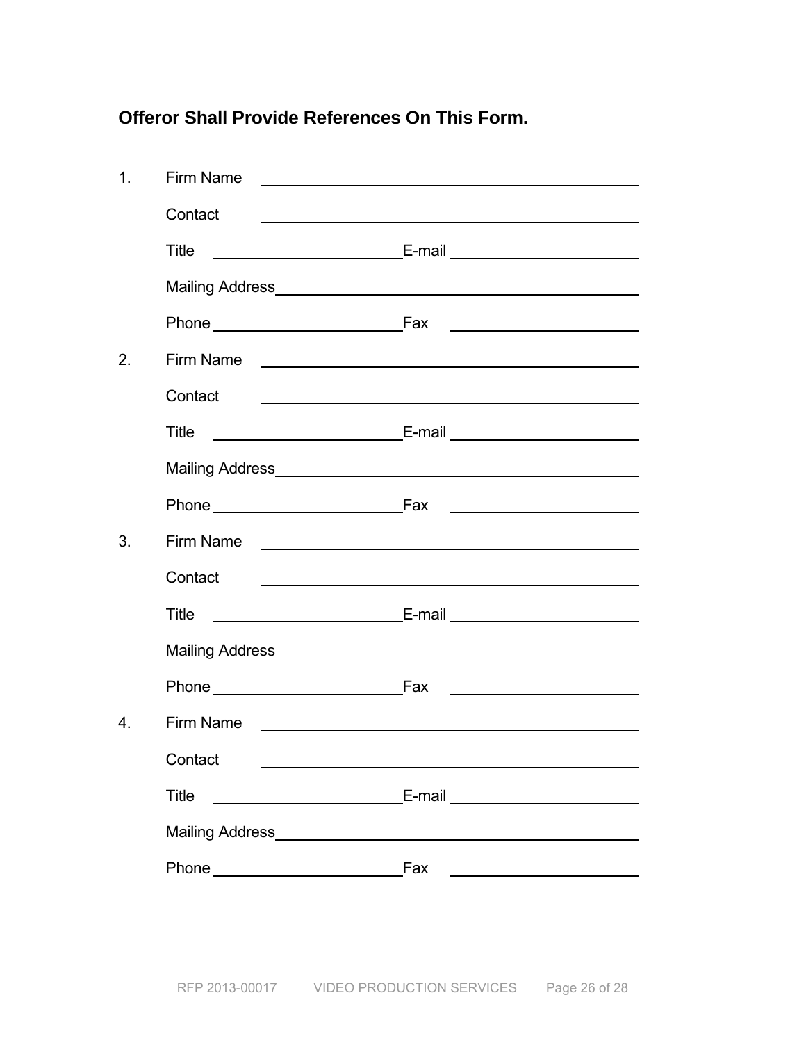**Offeror Shall Provide References On This Form.**

1. Firm Name ______________________________________________

   Contact ______________________________________________

   Title ______________________ E-mail ______________________

   Mailing Address ______________________________________________

   Phone ______________________ Fax ______________________

2. Firm Name ______________________________________________

   Contact ______________________________________________

   Title ______________________ E-mail ______________________

   Mailing Address ______________________________________________

   Phone ______________________ Fax ______________________

3. Firm Name ______________________________________________

   Contact ______________________________________________

   Title ______________________ E-mail ______________________

   Mailing Address ______________________________________________

   Phone ______________________ Fax ______________________

4. Firm Name ______________________________________________

   Contact ______________________________________________

   Title ______________________ E-mail ______________________

   Mailing Address ______________________________________________

   Phone ______________________ Fax ______________________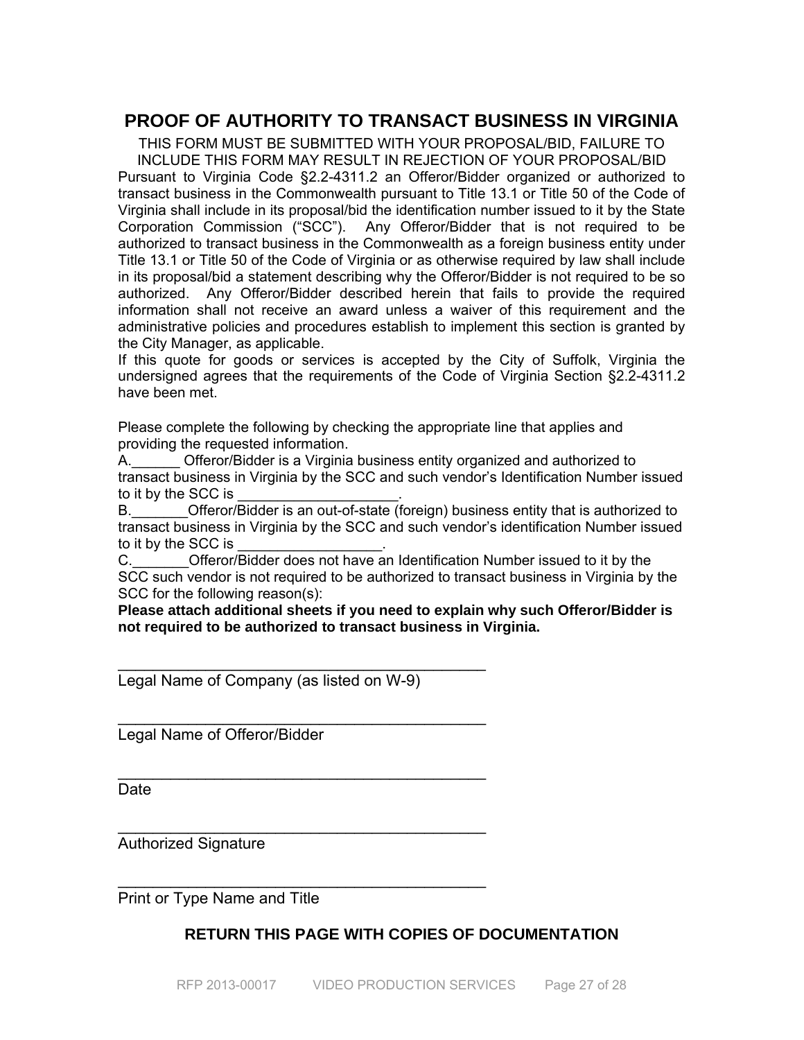# PROOF OF AUTHORITY TO TRANSACT BUSINESS IN VIRGINIA

THIS FORM MUST BE SUBMITTED WITH YOUR PROPOSAL/BID, FAILURE TO INCLUDE THIS FORM MAY RESULT IN REJECTION OF YOUR PROPOSAL/BID

Pursuant to Virginia Code §2.2-4311.2 an Offeror/Bidder organized or authorized to transact business in the Commonwealth pursuant to Title 13.1 or Title 50 of the Code of Virginia shall include in its proposal/bid the identification number issued to it by the State Corporation Commission ("SCC"). Any Offeror/Bidder that is not required to be authorized to transact business in the Commonwealth as a foreign business entity under Title 13.1 or Title 50 of the Code of Virginia or as otherwise required by law shall include in its proposal/bid a statement describing why the Offeror/Bidder is not required to be so authorized. Any Offeror/Bidder described herein that fails to provide the required information shall not receive an award unless a waiver of this requirement and the administrative policies and procedures establish to implement this section is granted by the City Manager, as applicable.

If this quote for goods or services is accepted by the City of Suffolk, Virginia the undersigned agrees that the requirements of the Code of Virginia Section §2.2-4311.2 have been met.

Please complete the following by checking the appropriate line that applies and providing the requested information.

A.______ Offeror/Bidder is a Virginia business entity organized and authorized to transact business in Virginia by the SCC and such vendor's Identification Number issued to it by the SCC is ____________________.

B._______Offeror/Bidder is an out-of-state (foreign) business entity that is authorized to transact business in Virginia by the SCC and such vendor's identification Number issued to it by the SCC is __________________.

C._______Offeror/Bidder does not have an Identification Number issued to it by the SCC such vendor is not required to be authorized to transact business in Virginia by the SCC for the following reason(s):

**Please attach additional sheets if you need to explain why such Offeror/Bidder is not required to be authorized to transact business in Virginia.**

_____________________________________________
Legal Name of Company (as listed on W-9)

_____________________________________________
Legal Name of Offeror/Bidder

_____________________________________________
Date

_____________________________________________
Authorized Signature

_____________________________________________
Print or Type Name and Title

**RETURN THIS PAGE WITH COPIES OF DOCUMENTATION**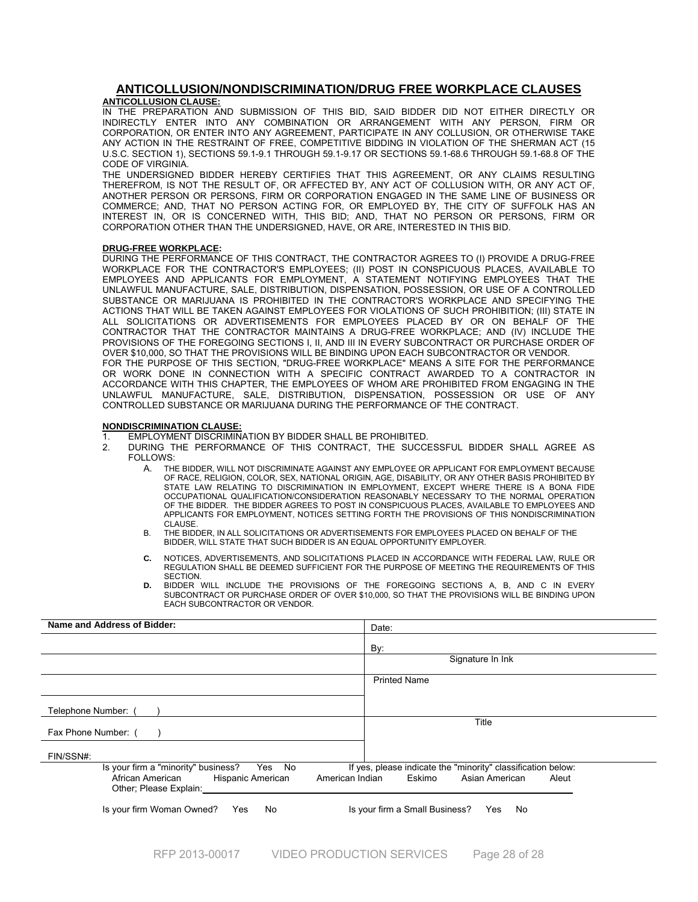# ANTICOLLUSION/NONDISCRIMINATION/DRUG FREE WORKPLACE CLAUSES

**ANTICOLLUSION CLAUSE:**

IN THE PREPARATION AND SUBMISSION OF THIS BID, SAID BIDDER DID NOT EITHER DIRECTLY OR INDIRECTLY ENTER INTO ANY COMBINATION OR ARRANGEMENT WITH ANY PERSON, FIRM OR CORPORATION, OR ENTER INTO ANY AGREEMENT, PARTICIPATE IN ANY COLLUSION, OR OTHERWISE TAKE ANY ACTION IN THE RESTRAINT OF FREE, COMPETITIVE BIDDING IN VIOLATION OF THE SHERMAN ACT (15 U.S.C. SECTION 1), SECTIONS 59.1-9.1 THROUGH 59.1-9.17 OR SECTIONS 59.1-68.6 THROUGH 59.1-68.8 OF THE CODE OF VIRGINIA.

THE UNDERSIGNED BIDDER HEREBY CERTIFIES THAT THIS AGREEMENT, OR ANY CLAIMS RESULTING THEREFROM, IS NOT THE RESULT OF, OR AFFECTED BY, ANY ACT OF COLLUSION WITH, OR ANY ACT OF, ANOTHER PERSON OR PERSONS, FIRM OR CORPORATION ENGAGED IN THE SAME LINE OF BUSINESS OR COMMERCE; AND, THAT NO PERSON ACTING FOR, OR EMPLOYED BY, THE CITY OF SUFFOLK HAS AN INTEREST IN, OR IS CONCERNED WITH, THIS BID; AND, THAT NO PERSON OR PERSONS, FIRM OR CORPORATION OTHER THAN THE UNDERSIGNED, HAVE, OR ARE, INTERESTED IN THIS BID.

**DRUG-FREE WORKPLACE:**

DURING THE PERFORMANCE OF THIS CONTRACT, THE CONTRACTOR AGREES TO (I) PROVIDE A DRUG-FREE WORKPLACE FOR THE CONTRACTOR'S EMPLOYEES; (II) POST IN CONSPICUOUS PLACES, AVAILABLE TO EMPLOYEES AND APPLICANTS FOR EMPLOYMENT, A STATEMENT NOTIFYING EMPLOYEES THAT THE UNLAWFUL MANUFACTURE, SALE, DISTRIBUTION, DISPENSATION, POSSESSION, OR USE OF A CONTROLLED SUBSTANCE OR MARIJUANA IS PROHIBITED IN THE CONTRACTOR'S WORKPLACE AND SPECIFYING THE ACTIONS THAT WILL BE TAKEN AGAINST EMPLOYEES FOR VIOLATIONS OF SUCH PROHIBITION; (III) STATE IN ALL SOLICITATIONS OR ADVERTISEMENTS FOR EMPLOYEES PLACED BY OR ON BEHALF OF THE CONTRACTOR THAT THE CONTRACTOR MAINTAINS A DRUG-FREE WORKPLACE; AND (IV) INCLUDE THE PROVISIONS OF THE FOREGOING SECTIONS I, II, AND III IN EVERY SUBCONTRACT OR PURCHASE ORDER OF OVER $10,000, SO THAT THE PROVISIONS WILL BE BINDING UPON EACH SUBCONTRACTOR OR VENDOR.

FOR THE PURPOSE OF THIS SECTION, "DRUG-FREE WORKPLACE" MEANS A SITE FOR THE PERFORMANCE OR WORK DONE IN CONNECTION WITH A SPECIFIC CONTRACT AWARDED TO A CONTRACTOR IN ACCORDANCE WITH THIS CHAPTER, THE EMPLOYEES OF WHOM ARE PROHIBITED FROM ENGAGING IN THE UNLAWFUL MANUFACTURE, SALE, DISTRIBUTION, DISPENSATION, POSSESSION OR USE OF ANY CONTROLLED SUBSTANCE OR MARIJUANA DURING THE PERFORMANCE OF THE CONTRACT.

**NONDISCRIMINATION CLAUSE:**

1. EMPLOYMENT DISCRIMINATION BY BIDDER SHALL BE PROHIBITED.
2. DURING THE PERFORMANCE OF THIS CONTRACT, THE SUCCESSFUL BIDDER SHALL AGREE AS FOLLOWS:
   - A. THE BIDDER, WILL NOT DISCRIMINATE AGAINST ANY EMPLOYEE OR APPLICANT FOR EMPLOYMENT BECAUSE OF RACE, RELIGION, COLOR, SEX, NATIONAL ORIGIN, AGE, DISABILITY, OR ANY OTHER BASIS PROHIBITED BY STATE LAW RELATING TO DISCRIMINATION IN EMPLOYMENT, EXCEPT WHERE THERE IS A BONA FIDE OCCUPATIONAL QUALIFICATION/CONSIDERATION REASONABLY NECESSARY TO THE NORMAL OPERATION OF THE BIDDER. THE BIDDER AGREES TO POST IN CONSPICUOUS PLACES, AVAILABLE TO EMPLOYEES AND APPLICANTS FOR EMPLOYMENT, NOTICES SETTING FORTH THE PROVISIONS OF THIS NONDISCRIMINATION CLAUSE.
   - B. THE BIDDER, IN ALL SOLICITATIONS OR ADVERTISEMENTS FOR EMPLOYEES PLACED ON BEHALF OF THE BIDDER, WILL STATE THAT SUCH BIDDER IS AN EQUAL OPPORTUNITY EMPLOYER.
   - **C.** NOTICES, ADVERTISEMENTS, AND SOLICITATIONS PLACED IN ACCORDANCE WITH FEDERAL LAW, RULE OR REGULATION SHALL BE DEEMED SUFFICIENT FOR THE PURPOSE OF MEETING THE REQUIREMENTS OF THIS SECTION.
   - **D.** BIDDER WILL INCLUDE THE PROVISIONS OF THE FOREGOING SECTIONS A, B, AND C IN EVERY SUBCONTRACT OR PURCHASE ORDER OF OVER $10,000, SO THAT THE PROVISIONS WILL BE BINDING UPON EACH SUBCONTRACTOR OR VENDOR.

| **Name and Address of Bidder:** | Date: |
|---|---|
| | By: |
| | Signature In Ink |
| | Printed Name |
| Telephone Number: ( ) | |
| Fax Phone Number: ( ) | Title |
| FIN/SSN#: | |

Is your firm a "minority" business? Yes No    If yes, please indicate the "minority" classification below:

African American    Hispanic American    American Indian    Eskimo    Asian American    Aleut

Other; Please Explain: ______________________

Is your firm Woman Owned? Yes No    Is your firm a Small Business? Yes No